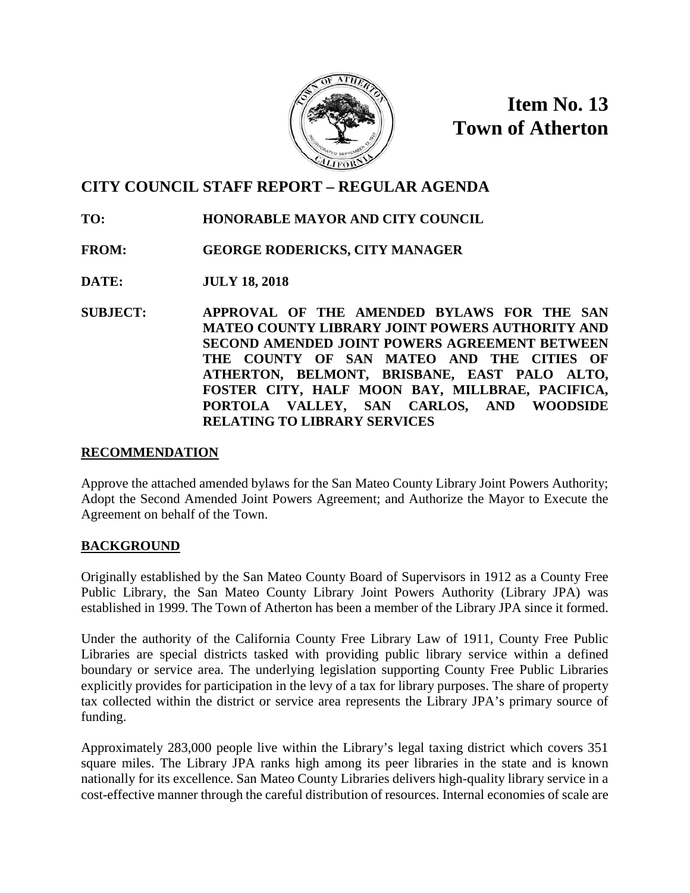**Item No. 13**
**Town of Atherton**

## CITY COUNCIL STAFF REPORT – REGULAR AGENDA

**TO:** HONORABLE MAYOR AND CITY COUNCIL

**FROM:** GEORGE RODERICKS, CITY MANAGER

**DATE:** JULY 18, 2018

**SUBJECT:** APPROVAL OF THE AMENDED BYLAWS FOR THE SAN MATEO COUNTY LIBRARY JOINT POWERS AUTHORITY AND SECOND AMENDED JOINT POWERS AGREEMENT BETWEEN THE COUNTY OF SAN MATEO AND THE CITIES OF ATHERTON, BELMONT, BRISBANE, EAST PALO ALTO, FOSTER CITY, HALF MOON BAY, MILLBRAE, PACIFICA, PORTOLA VALLEY, SAN CARLOS, AND WOODSIDE RELATING TO LIBRARY SERVICES

### RECOMMENDATION

Approve the attached amended bylaws for the San Mateo County Library Joint Powers Authority; Adopt the Second Amended Joint Powers Agreement; and Authorize the Mayor to Execute the Agreement on behalf of the Town.

### BACKGROUND

Originally established by the San Mateo County Board of Supervisors in 1912 as a County Free Public Library, the San Mateo County Library Joint Powers Authority (Library JPA) was established in 1999. The Town of Atherton has been a member of the Library JPA since it formed.

Under the authority of the California County Free Library Law of 1911, County Free Public Libraries are special districts tasked with providing public library service within a defined boundary or service area. The underlying legislation supporting County Free Public Libraries explicitly provides for participation in the levy of a tax for library purposes. The share of property tax collected within the district or service area represents the Library JPA's primary source of funding.

Approximately 283,000 people live within the Library's legal taxing district which covers 351 square miles. The Library JPA ranks high among its peer libraries in the state and is known nationally for its excellence. San Mateo County Libraries delivers high-quality library service in a cost-effective manner through the careful distribution of resources. Internal economies of scale are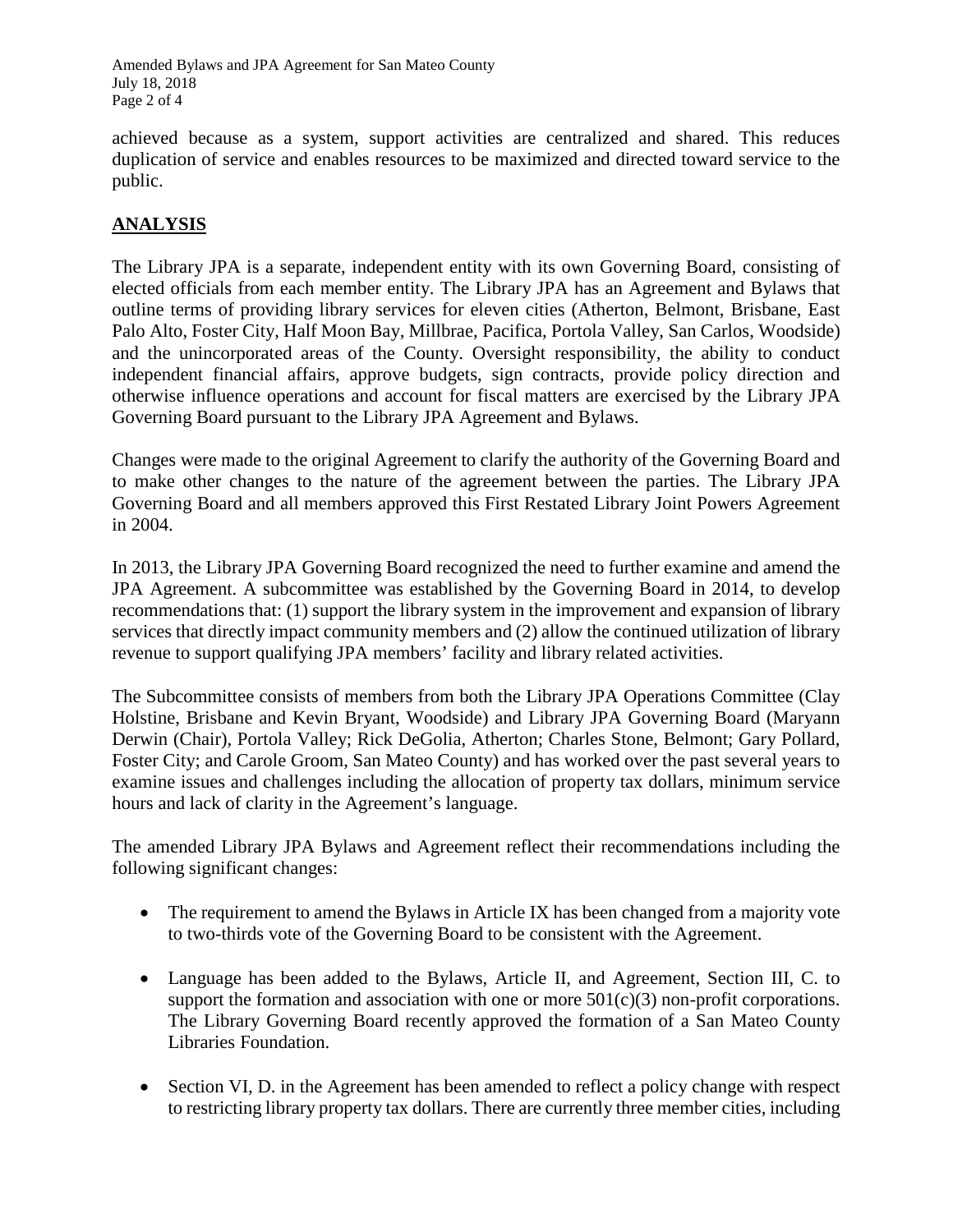achieved because as a system, support activities are centralized and shared. This reduces duplication of service and enables resources to be maximized and directed toward service to the public.

## ANALYSIS

The Library JPA is a separate, independent entity with its own Governing Board, consisting of elected officials from each member entity. The Library JPA has an Agreement and Bylaws that outline terms of providing library services for eleven cities (Atherton, Belmont, Brisbane, East Palo Alto, Foster City, Half Moon Bay, Millbrae, Pacifica, Portola Valley, San Carlos, Woodside) and the unincorporated areas of the County. Oversight responsibility, the ability to conduct independent financial affairs, approve budgets, sign contracts, provide policy direction and otherwise influence operations and account for fiscal matters are exercised by the Library JPA Governing Board pursuant to the Library JPA Agreement and Bylaws.

Changes were made to the original Agreement to clarify the authority of the Governing Board and to make other changes to the nature of the agreement between the parties. The Library JPA Governing Board and all members approved this First Restated Library Joint Powers Agreement in 2004.

In 2013, the Library JPA Governing Board recognized the need to further examine and amend the JPA Agreement. A subcommittee was established by the Governing Board in 2014, to develop recommendations that: (1) support the library system in the improvement and expansion of library services that directly impact community members and (2) allow the continued utilization of library revenue to support qualifying JPA members' facility and library related activities.

The Subcommittee consists of members from both the Library JPA Operations Committee (Clay Holstine, Brisbane and Kevin Bryant, Woodside) and Library JPA Governing Board (Maryann Derwin (Chair), Portola Valley; Rick DeGolia, Atherton; Charles Stone, Belmont; Gary Pollard, Foster City; and Carole Groom, San Mateo County) and has worked over the past several years to examine issues and challenges including the allocation of property tax dollars, minimum service hours and lack of clarity in the Agreement's language.

The amended Library JPA Bylaws and Agreement reflect their recommendations including the following significant changes:

- The requirement to amend the Bylaws in Article IX has been changed from a majority vote to two-thirds vote of the Governing Board to be consistent with the Agreement.
- Language has been added to the Bylaws, Article II, and Agreement, Section III, C. to support the formation and association with one or more 501(c)(3) non-profit corporations. The Library Governing Board recently approved the formation of a San Mateo County Libraries Foundation.
- Section VI, D. in the Agreement has been amended to reflect a policy change with respect to restricting library property tax dollars. There are currently three member cities, including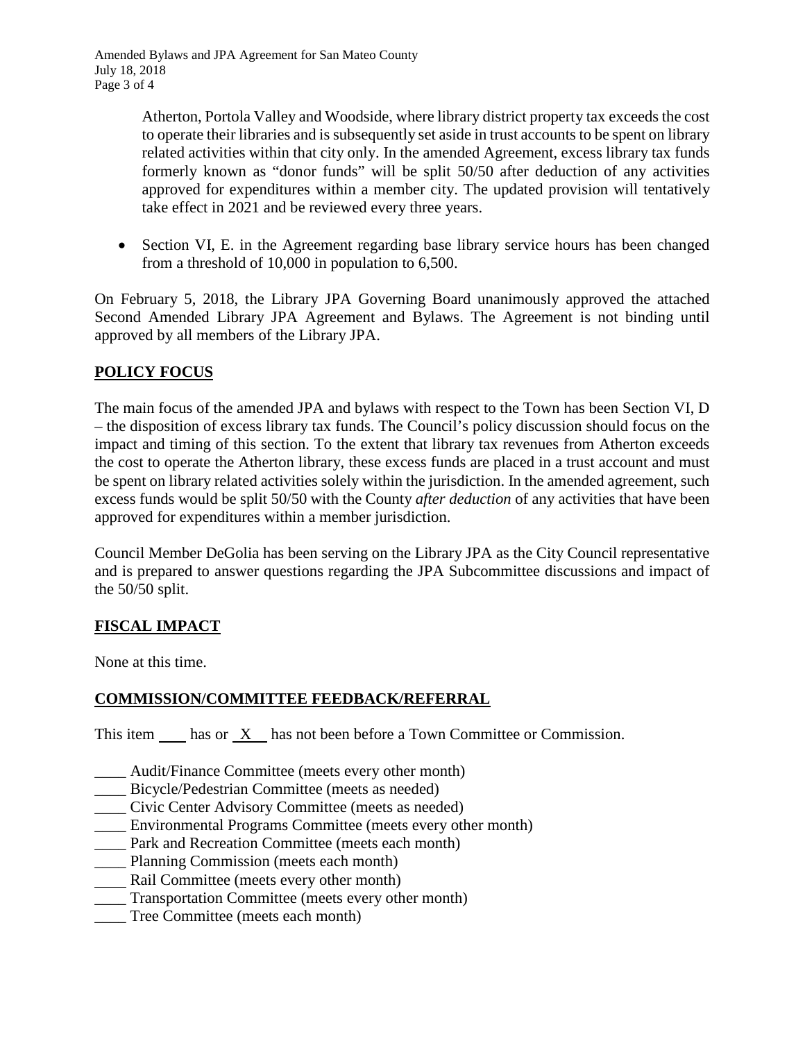Atherton, Portola Valley and Woodside, where library district property tax exceeds the cost to operate their libraries and is subsequently set aside in trust accounts to be spent on library related activities within that city only. In the amended Agreement, excess library tax funds formerly known as "donor funds" will be split 50/50 after deduction of any activities approved for expenditures within a member city. The updated provision will tentatively take effect in 2021 and be reviewed every three years.

- Section VI, E. in the Agreement regarding base library service hours has been changed from a threshold of 10,000 in population to 6,500.

On February 5, 2018, the Library JPA Governing Board unanimously approved the attached Second Amended Library JPA Agreement and Bylaws. The Agreement is not binding until approved by all members of the Library JPA.

## POLICY FOCUS

The main focus of the amended JPA and bylaws with respect to the Town has been Section VI, D – the disposition of excess library tax funds. The Council's policy discussion should focus on the impact and timing of this section. To the extent that library tax revenues from Atherton exceeds the cost to operate the Atherton library, these excess funds are placed in a trust account and must be spent on library related activities solely within the jurisdiction. In the amended agreement, such excess funds would be split 50/50 with the County *after deduction* of any activities that have been approved for expenditures within a member jurisdiction.

Council Member DeGolia has been serving on the Library JPA as the City Council representative and is prepared to answer questions regarding the JPA Subcommittee discussions and impact of the 50/50 split.

## FISCAL IMPACT

None at this time.

## COMMISSION/COMMITTEE FEEDBACK/REFERRAL

This item \_\_\_\_ has or X has not been before a Town Committee or Commission.

\_\_\_\_ Audit/Finance Committee (meets every other month)
\_\_\_\_ Bicycle/Pedestrian Committee (meets as needed)
\_\_\_\_ Civic Center Advisory Committee (meets as needed)
\_\_\_\_ Environmental Programs Committee (meets every other month)
\_\_\_\_ Park and Recreation Committee (meets each month)
\_\_\_\_ Planning Commission (meets each month)
\_\_\_\_ Rail Committee (meets every other month)
\_\_\_\_ Transportation Committee (meets every other month)
\_\_\_\_ Tree Committee (meets each month)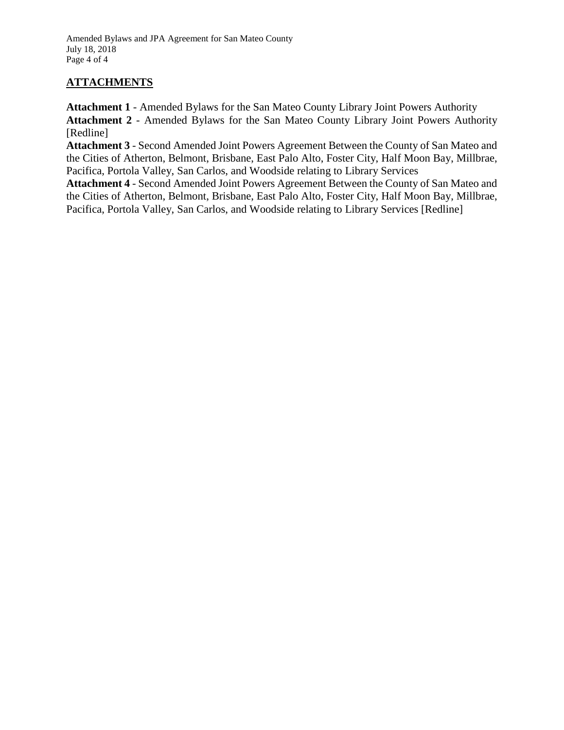## ATTACHMENTS

**Attachment 1** - Amended Bylaws for the San Mateo County Library Joint Powers Authority

**Attachment 2** - Amended Bylaws for the San Mateo County Library Joint Powers Authority [Redline]

**Attachment 3** - Second Amended Joint Powers Agreement Between the County of San Mateo and the Cities of Atherton, Belmont, Brisbane, East Palo Alto, Foster City, Half Moon Bay, Millbrae, Pacifica, Portola Valley, San Carlos, and Woodside relating to Library Services

**Attachment 4** - Second Amended Joint Powers Agreement Between the County of San Mateo and the Cities of Atherton, Belmont, Brisbane, East Palo Alto, Foster City, Half Moon Bay, Millbrae, Pacifica, Portola Valley, San Carlos, and Woodside relating to Library Services [Redline]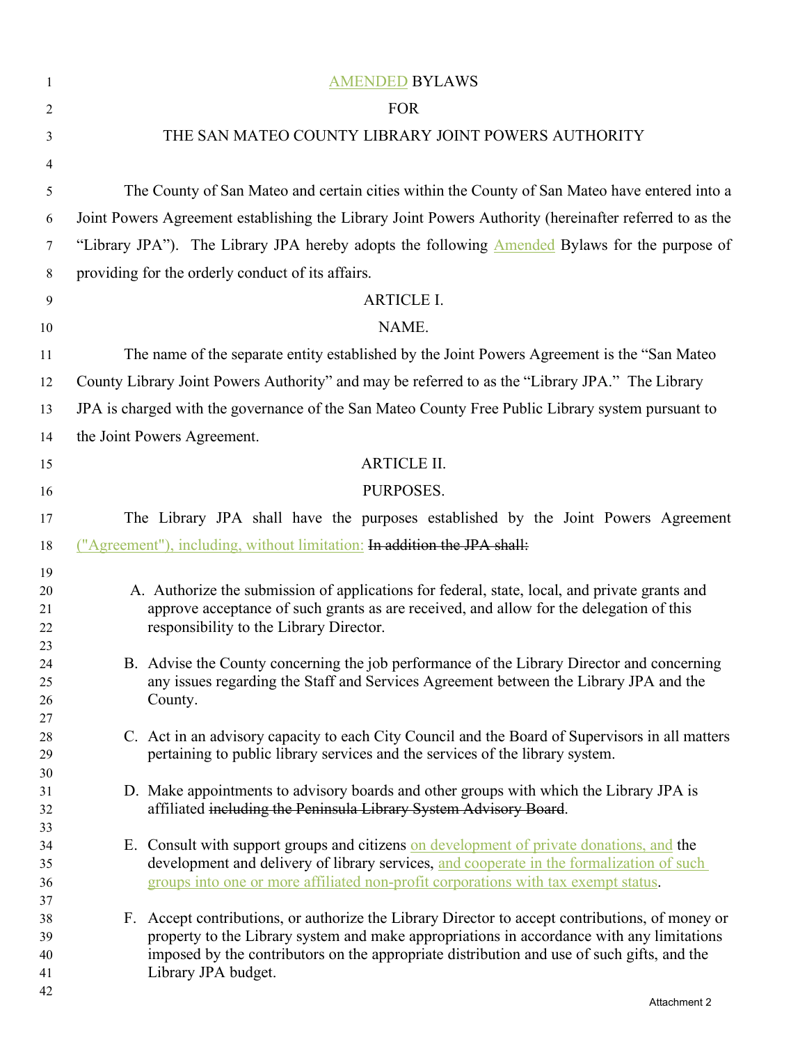# AMENDED BYLAWS

# FOR

# THE SAN MATEO COUNTY LIBRARY JOINT POWERS AUTHORITY

The County of San Mateo and certain cities within the County of San Mateo have entered into a Joint Powers Agreement establishing the Library Joint Powers Authority (hereinafter referred to as the "Library JPA"). The Library JPA hereby adopts the following Amended Bylaws for the purpose of providing for the orderly conduct of its affairs.

## ARTICLE I.

## NAME.

The name of the separate entity established by the Joint Powers Agreement is the "San Mateo County Library Joint Powers Authority" and may be referred to as the "Library JPA." The Library JPA is charged with the governance of the San Mateo County Free Public Library system pursuant to the Joint Powers Agreement.

## ARTICLE II.

## PURPOSES.

The Library JPA shall have the purposes established by the Joint Powers Agreement ("Agreement"), including, without limitation: ~~In addition the JPA shall:~~

A. Authorize the submission of applications for federal, state, local, and private grants and approve acceptance of such grants as are received, and allow for the delegation of this responsibility to the Library Director.

B. Advise the County concerning the job performance of the Library Director and concerning any issues regarding the Staff and Services Agreement between the Library JPA and the County.

C. Act in an advisory capacity to each City Council and the Board of Supervisors in all matters pertaining to public library services and the services of the library system.

D. Make appointments to advisory boards and other groups with which the Library JPA is affiliated ~~including the Peninsula Library System Advisory Board~~.

E. Consult with support groups and citizens on development of private donations, and the development and delivery of library services, and cooperate in the formalization of such groups into one or more affiliated non-profit corporations with tax exempt status.

F. Accept contributions, or authorize the Library Director to accept contributions, of money or property to the Library system and make appropriations in accordance with any limitations imposed by the contributors on the appropriate distribution and use of such gifts, and the Library JPA budget.

Attachment 2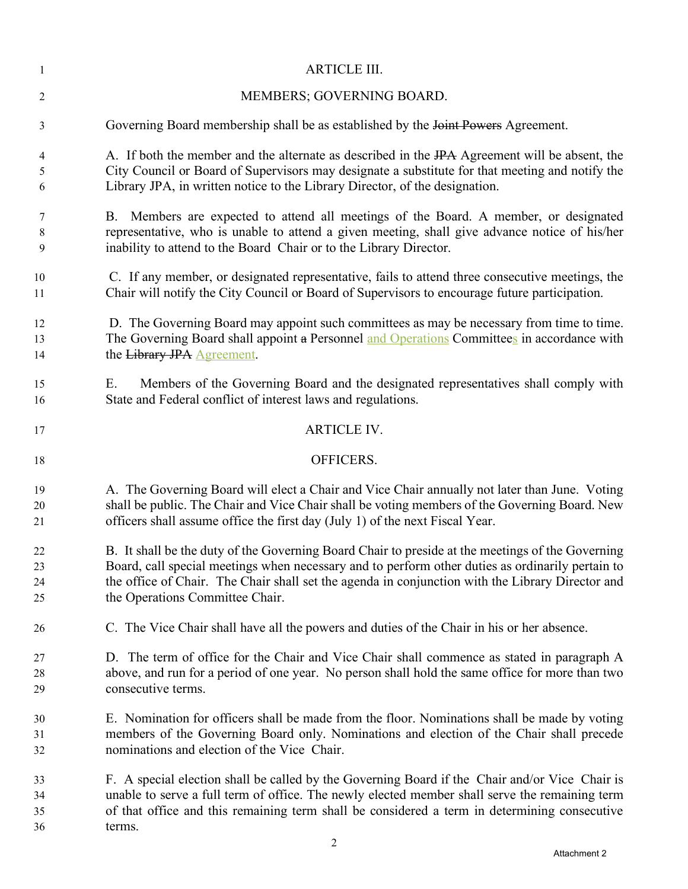## ARTICLE III.

## MEMBERS; GOVERNING BOARD.

Governing Board membership shall be as established by the ~~Joint Powers~~ Agreement.

A. If both the member and the alternate as described in the ~~JPA~~ Agreement will be absent, the City Council or Board of Supervisors may designate a substitute for that meeting and notify the Library JPA, in written notice to the Library Director, of the designation.

B. Members are expected to attend all meetings of the Board. A member, or designated representative, who is unable to attend a given meeting, shall give advance notice of his/her inability to attend to the Board Chair or to the Library Director.

C. If any member, or designated representative, fails to attend three consecutive meetings, the Chair will notify the City Council or Board of Supervisors to encourage future participation.

D. The Governing Board may appoint such committees as may be necessary from time to time. The Governing Board shall appoint ~~a~~ Personnel and Operations Committees in accordance with the ~~Library JPA~~ Agreement.

E. Members of the Governing Board and the designated representatives shall comply with State and Federal conflict of interest laws and regulations.

## ARTICLE IV.

## OFFICERS.

A. The Governing Board will elect a Chair and Vice Chair annually not later than June. Voting shall be public. The Chair and Vice Chair shall be voting members of the Governing Board. New officers shall assume office the first day (July 1) of the next Fiscal Year.

B. It shall be the duty of the Governing Board Chair to preside at the meetings of the Governing Board, call special meetings when necessary and to perform other duties as ordinarily pertain to the office of Chair. The Chair shall set the agenda in conjunction with the Library Director and the Operations Committee Chair.

C. The Vice Chair shall have all the powers and duties of the Chair in his or her absence.

D. The term of office for the Chair and Vice Chair shall commence as stated in paragraph A above, and run for a period of one year. No person shall hold the same office for more than two consecutive terms.

E. Nomination for officers shall be made from the floor. Nominations shall be made by voting members of the Governing Board only. Nominations and election of the Chair shall precede nominations and election of the Vice Chair.

F. A special election shall be called by the Governing Board if the Chair and/or Vice Chair is unable to serve a full term of office. The newly elected member shall serve the remaining term of that office and this remaining term shall be considered a term in determining consecutive terms.

Attachment 2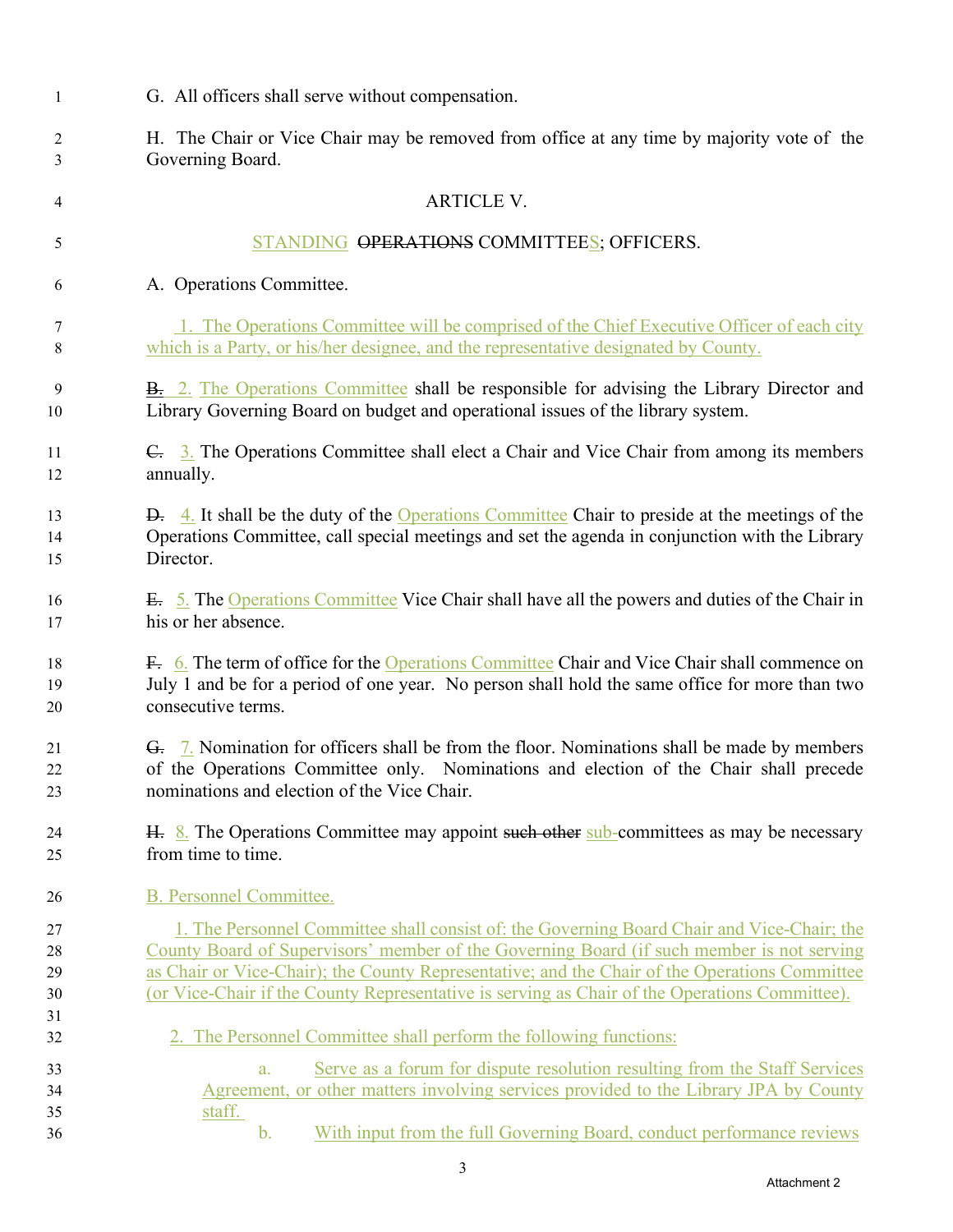G. All officers shall serve without compensation.

H. The Chair or Vice Chair may be removed from office at any time by majority vote of the Governing Board.

ARTICLE V.

STANDING ~~OPERATIONS~~ COMMITTEES; OFFICERS.

A. Operations Committee.

1. The Operations Committee will be comprised of the Chief Executive Officer of each city which is a Party, or his/her designee, and the representative designated by County.

~~B.~~ 2. The Operations Committee shall be responsible for advising the Library Director and Library Governing Board on budget and operational issues of the library system.

~~C.~~ 3. The Operations Committee shall elect a Chair and Vice Chair from among its members annually.

~~D.~~ 4. It shall be the duty of the Operations Committee Chair to preside at the meetings of the Operations Committee, call special meetings and set the agenda in conjunction with the Library Director.

~~E.~~ 5. The Operations Committee Vice Chair shall have all the powers and duties of the Chair in his or her absence.

~~F.~~ 6. The term of office for the Operations Committee Chair and Vice Chair shall commence on July 1 and be for a period of one year. No person shall hold the same office for more than two consecutive terms.

~~G.~~ 7. Nomination for officers shall be from the floor. Nominations shall be made by members of the Operations Committee only. Nominations and election of the Chair shall precede nominations and election of the Vice Chair.

~~H.~~ 8. The Operations Committee may appoint ~~such other~~ sub-committees as may be necessary from time to time.

B. Personnel Committee.

1. The Personnel Committee shall consist of: the Governing Board Chair and Vice-Chair; the County Board of Supervisors' member of the Governing Board (if such member is not serving as Chair or Vice-Chair); the County Representative; and the Chair of the Operations Committee (or Vice-Chair if the County Representative is serving as Chair of the Operations Committee).

2. The Personnel Committee shall perform the following functions:

a. Serve as a forum for dispute resolution resulting from the Staff Services Agreement, or other matters involving services provided to the Library JPA by County staff.

b. With input from the full Governing Board, conduct performance reviews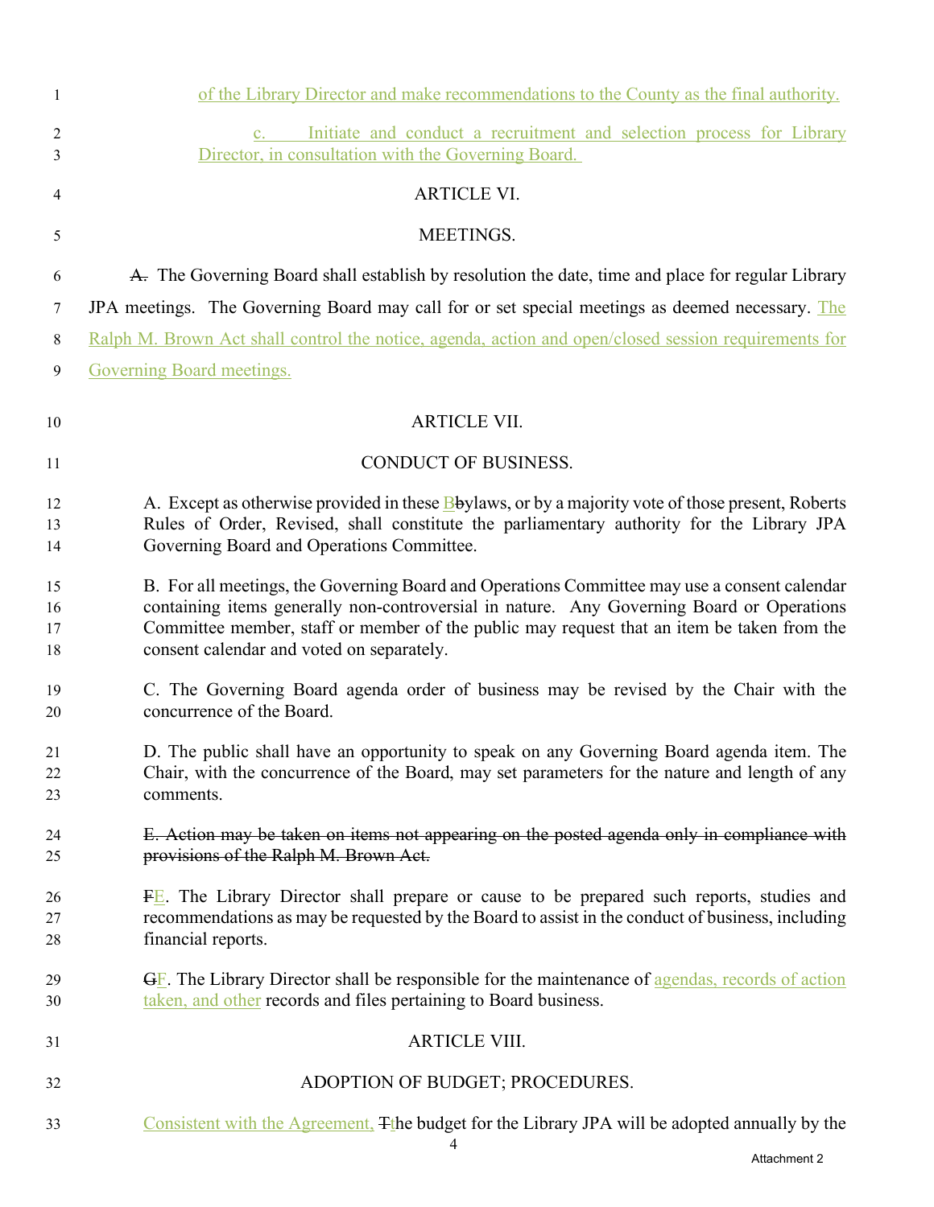of the Library Director and make recommendations to the County as the final authority.

c. Initiate and conduct a recruitment and selection process for Library Director, in consultation with the Governing Board.

## ARTICLE VI.

## MEETINGS.

~~A.~~ The Governing Board shall establish by resolution the date, time and place for regular Library JPA meetings. The Governing Board may call for or set special meetings as deemed necessary. The Ralph M. Brown Act shall control the notice, agenda, action and open/closed session requirements for Governing Board meetings.

## ARTICLE VII.

## CONDUCT OF BUSINESS.

A. Except as otherwise provided in these B~~b~~ylaws, or by a majority vote of those present, Roberts Rules of Order, Revised, shall constitute the parliamentary authority for the Library JPA Governing Board and Operations Committee.

B. For all meetings, the Governing Board and Operations Committee may use a consent calendar containing items generally non-controversial in nature. Any Governing Board or Operations Committee member, staff or member of the public may request that an item be taken from the consent calendar and voted on separately.

C. The Governing Board agenda order of business may be revised by the Chair with the concurrence of the Board.

D. The public shall have an opportunity to speak on any Governing Board agenda item. The Chair, with the concurrence of the Board, may set parameters for the nature and length of any comments.

~~E. Action may be taken on items not appearing on the posted agenda only in compliance with provisions of the Ralph M. Brown Act.~~

~~F~~E. The Library Director shall prepare or cause to be prepared such reports, studies and recommendations as may be requested by the Board to assist in the conduct of business, including financial reports.

~~G~~F. The Library Director shall be responsible for the maintenance of agendas, records of action taken, and other records and files pertaining to Board business.

## ARTICLE VIII.

## ADOPTION OF BUDGET; PROCEDURES.

Consistent with the Agreement, ~~T~~the budget for the Library JPA will be adopted annually by the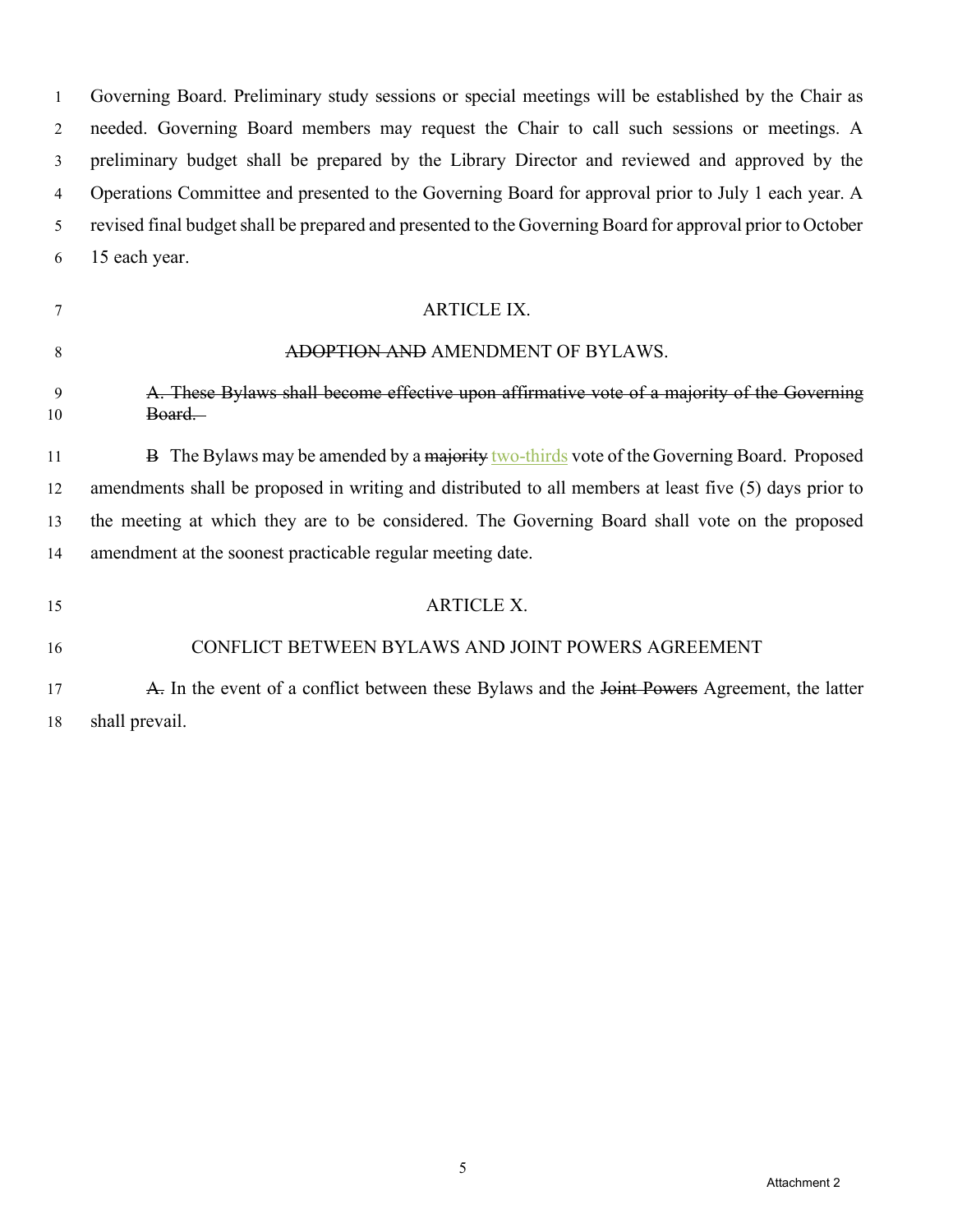Governing Board. Preliminary study sessions or special meetings will be established by the Chair as needed. Governing Board members may request the Chair to call such sessions or meetings. A preliminary budget shall be prepared by the Library Director and reviewed and approved by the Operations Committee and presented to the Governing Board for approval prior to July 1 each year. A revised final budget shall be prepared and presented to the Governing Board for approval prior to October 15 each year.

## ARTICLE IX.

## ~~ADOPTION AND~~ AMENDMENT OF BYLAWS.

~~A. These Bylaws shall become effective upon affirmative vote of a majority of the Governing Board.~~

~~B~~ The Bylaws may be amended by a ~~majority~~ two-thirds vote of the Governing Board. Proposed amendments shall be proposed in writing and distributed to all members at least five (5) days prior to the meeting at which they are to be considered. The Governing Board shall vote on the proposed amendment at the soonest practicable regular meeting date.

## ARTICLE X.

## CONFLICT BETWEEN BYLAWS AND JOINT POWERS AGREEMENT

~~A.~~ In the event of a conflict between these Bylaws and the ~~Joint Powers~~ Agreement, the latter shall prevail.

Attachment 2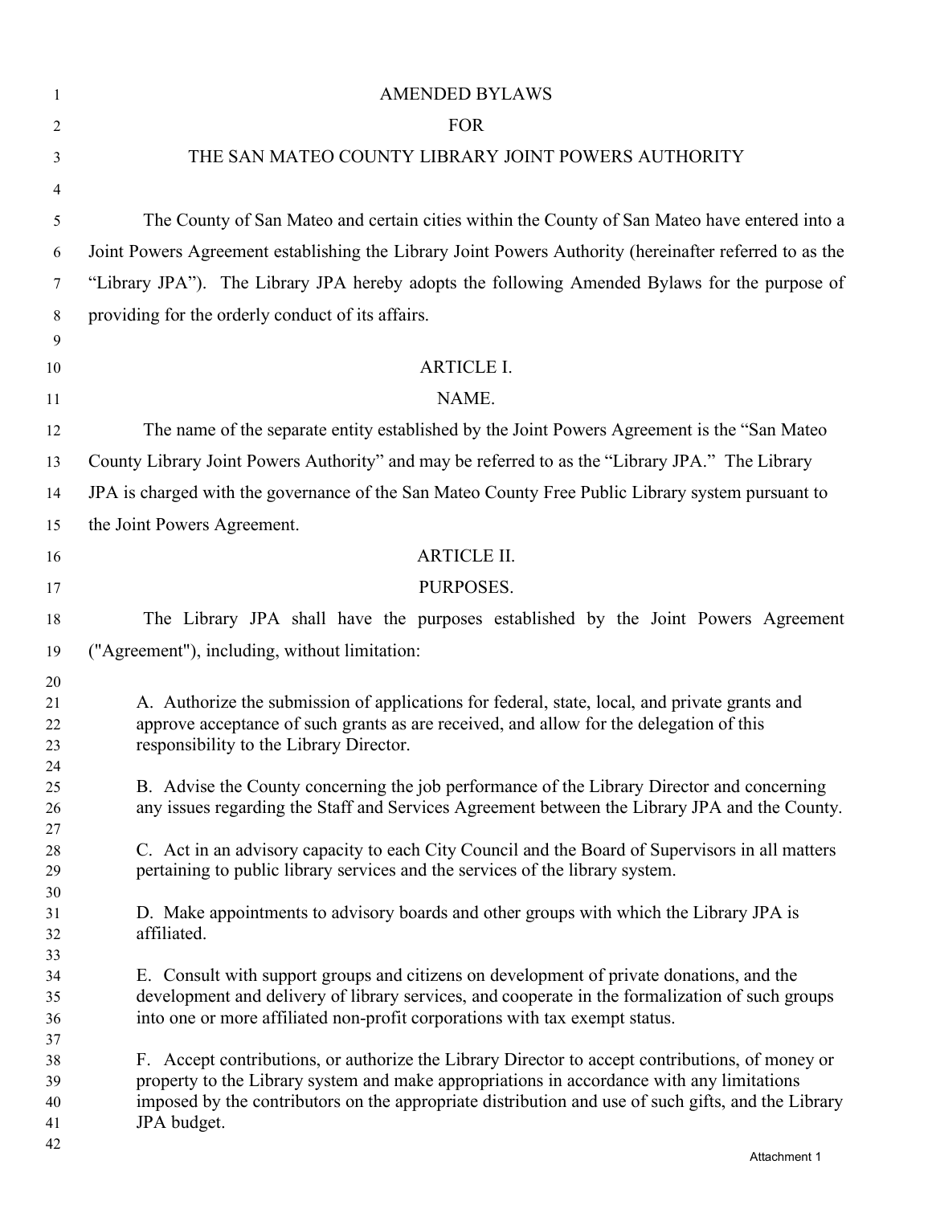# AMENDED BYLAWS
# FOR
# THE SAN MATEO COUNTY LIBRARY JOINT POWERS AUTHORITY

The County of San Mateo and certain cities within the County of San Mateo have entered into a Joint Powers Agreement establishing the Library Joint Powers Authority (hereinafter referred to as the "Library JPA"). The Library JPA hereby adopts the following Amended Bylaws for the purpose of providing for the orderly conduct of its affairs.

## ARTICLE I.
## NAME.

The name of the separate entity established by the Joint Powers Agreement is the "San Mateo County Library Joint Powers Authority" and may be referred to as the "Library JPA." The Library JPA is charged with the governance of the San Mateo County Free Public Library system pursuant to the Joint Powers Agreement.

## ARTICLE II.
## PURPOSES.

The Library JPA shall have the purposes established by the Joint Powers Agreement ("Agreement"), including, without limitation:

A. Authorize the submission of applications for federal, state, local, and private grants and approve acceptance of such grants as are received, and allow for the delegation of this responsibility to the Library Director.

B. Advise the County concerning the job performance of the Library Director and concerning any issues regarding the Staff and Services Agreement between the Library JPA and the County.

C. Act in an advisory capacity to each City Council and the Board of Supervisors in all matters pertaining to public library services and the services of the library system.

D. Make appointments to advisory boards and other groups with which the Library JPA is affiliated.

E. Consult with support groups and citizens on development of private donations, and the development and delivery of library services, and cooperate in the formalization of such groups into one or more affiliated non-profit corporations with tax exempt status.

F. Accept contributions, or authorize the Library Director to accept contributions, of money or property to the Library system and make appropriations in accordance with any limitations imposed by the contributors on the appropriate distribution and use of such gifts, and the Library JPA budget.

Attachment 1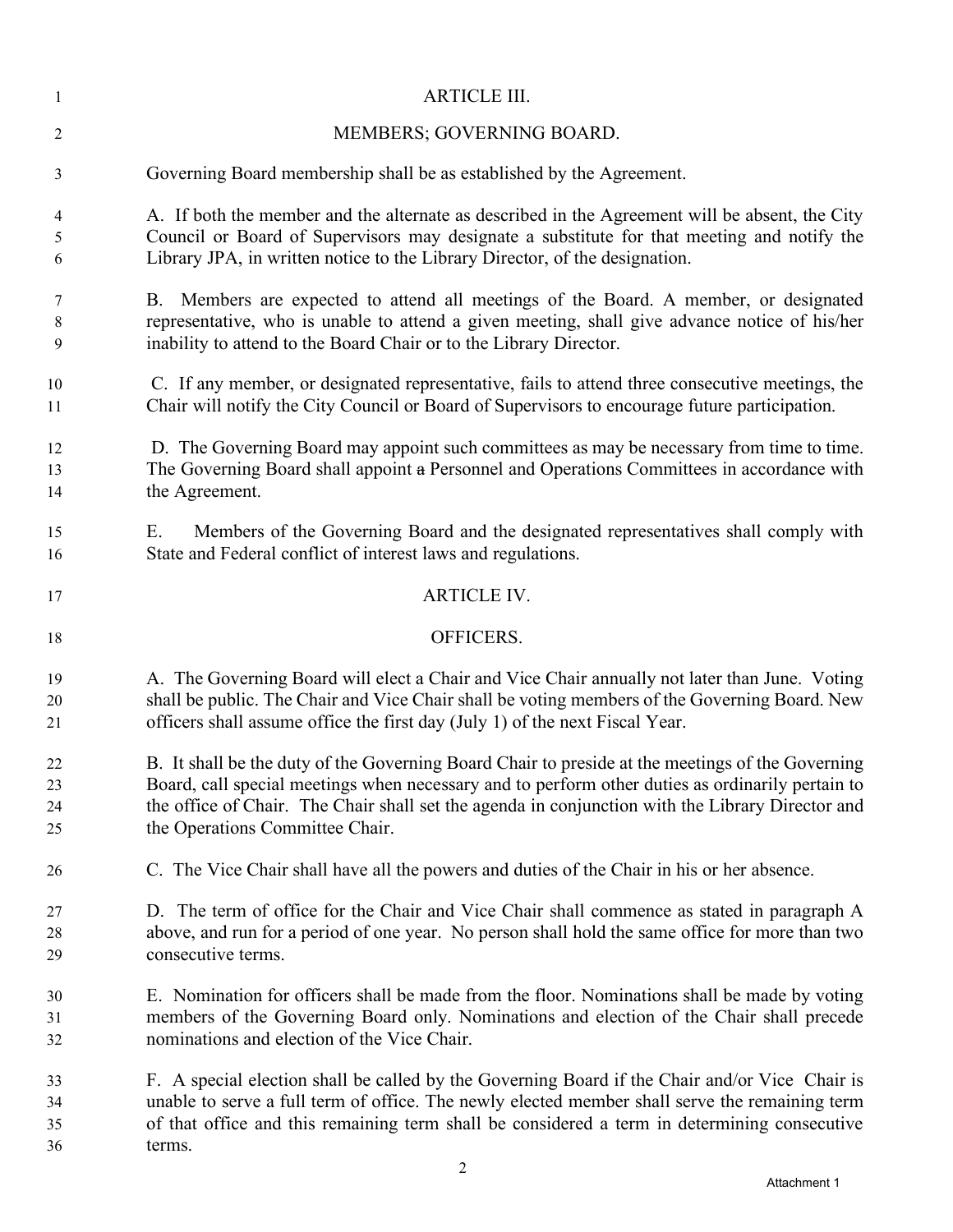## ARTICLE III.

## MEMBERS; GOVERNING BOARD.

Governing Board membership shall be as established by the Agreement.

A. If both the member and the alternate as described in the Agreement will be absent, the City Council or Board of Supervisors may designate a substitute for that meeting and notify the Library JPA, in written notice to the Library Director, of the designation.

B. Members are expected to attend all meetings of the Board. A member, or designated representative, who is unable to attend a given meeting, shall give advance notice of his/her inability to attend to the Board Chair or to the Library Director.

C. If any member, or designated representative, fails to attend three consecutive meetings, the Chair will notify the City Council or Board of Supervisors to encourage future participation.

D. The Governing Board may appoint such committees as may be necessary from time to time. The Governing Board shall appoint ~~a~~ Personnel and Operations Committees in accordance with the Agreement.

E. Members of the Governing Board and the designated representatives shall comply with State and Federal conflict of interest laws and regulations.

## ARTICLE IV.

## OFFICERS.

A. The Governing Board will elect a Chair and Vice Chair annually not later than June. Voting shall be public. The Chair and Vice Chair shall be voting members of the Governing Board. New officers shall assume office the first day (July 1) of the next Fiscal Year.

B. It shall be the duty of the Governing Board Chair to preside at the meetings of the Governing Board, call special meetings when necessary and to perform other duties as ordinarily pertain to the office of Chair. The Chair shall set the agenda in conjunction with the Library Director and the Operations Committee Chair.

C. The Vice Chair shall have all the powers and duties of the Chair in his or her absence.

D. The term of office for the Chair and Vice Chair shall commence as stated in paragraph A above, and run for a period of one year. No person shall hold the same office for more than two consecutive terms.

E. Nomination for officers shall be made from the floor. Nominations shall be made by voting members of the Governing Board only. Nominations and election of the Chair shall precede nominations and election of the Vice Chair.

F. A special election shall be called by the Governing Board if the Chair and/or Vice Chair is unable to serve a full term of office. The newly elected member shall serve the remaining term of that office and this remaining term shall be considered a term in determining consecutive terms.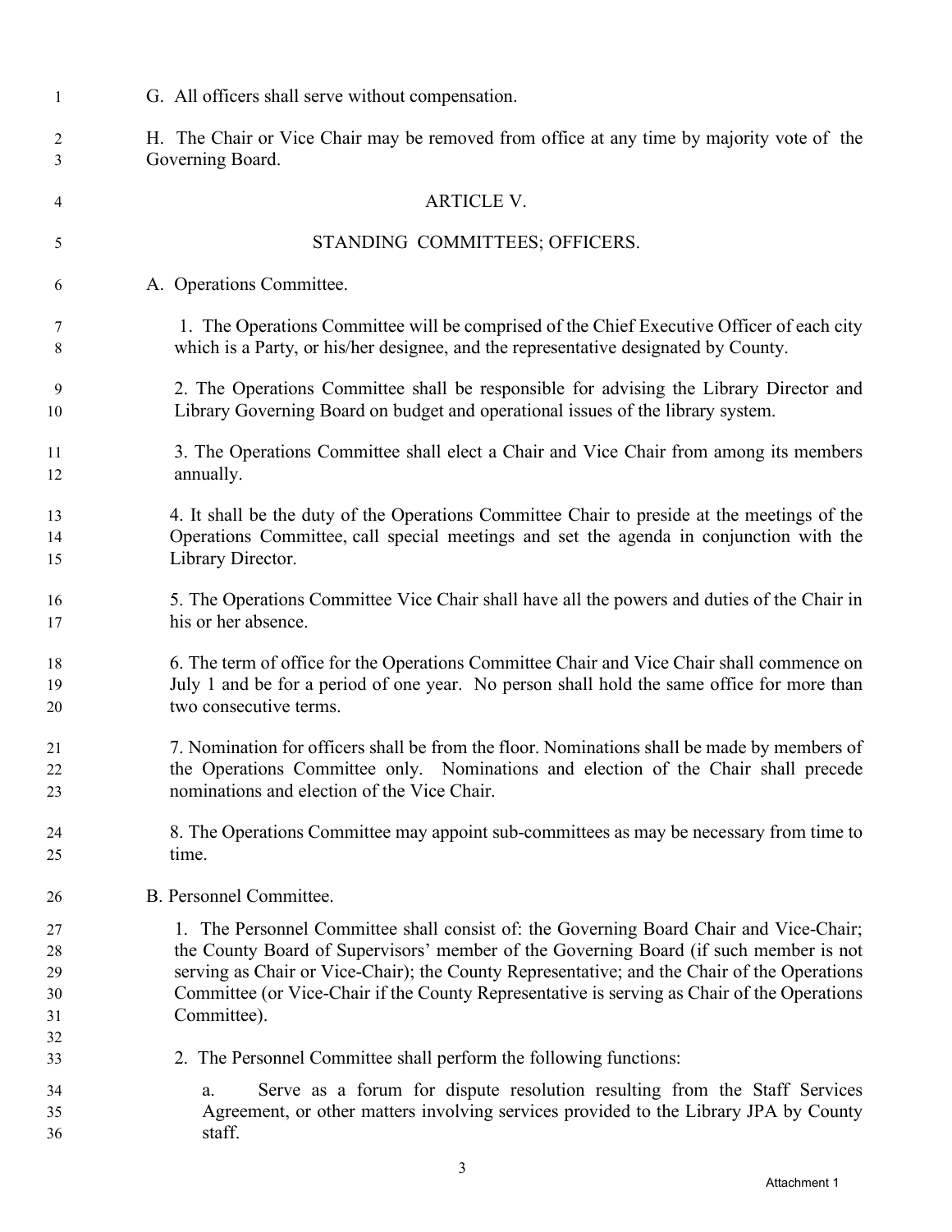G. All officers shall serve without compensation.

H. The Chair or Vice Chair may be removed from office at any time by majority vote of the Governing Board.

## ARTICLE V.

## STANDING COMMITTEES; OFFICERS.

A. Operations Committee.

1. The Operations Committee will be comprised of the Chief Executive Officer of each city which is a Party, or his/her designee, and the representative designated by County.

2. The Operations Committee shall be responsible for advising the Library Director and Library Governing Board on budget and operational issues of the library system.

3. The Operations Committee shall elect a Chair and Vice Chair from among its members annually.

4. It shall be the duty of the Operations Committee Chair to preside at the meetings of the Operations Committee, call special meetings and set the agenda in conjunction with the Library Director.

5. The Operations Committee Vice Chair shall have all the powers and duties of the Chair in his or her absence.

6. The term of office for the Operations Committee Chair and Vice Chair shall commence on July 1 and be for a period of one year. No person shall hold the same office for more than two consecutive terms.

7. Nomination for officers shall be from the floor. Nominations shall be made by members of the Operations Committee only. Nominations and election of the Chair shall precede nominations and election of the Vice Chair.

8. The Operations Committee may appoint sub-committees as may be necessary from time to time.

B. Personnel Committee.

1. The Personnel Committee shall consist of: the Governing Board Chair and Vice-Chair; the County Board of Supervisors' member of the Governing Board (if such member is not serving as Chair or Vice-Chair); the County Representative; and the Chair of the Operations Committee (or Vice-Chair if the County Representative is serving as Chair of the Operations Committee).

2. The Personnel Committee shall perform the following functions:

a. Serve as a forum for dispute resolution resulting from the Staff Services Agreement, or other matters involving services provided to the Library JPA by County staff.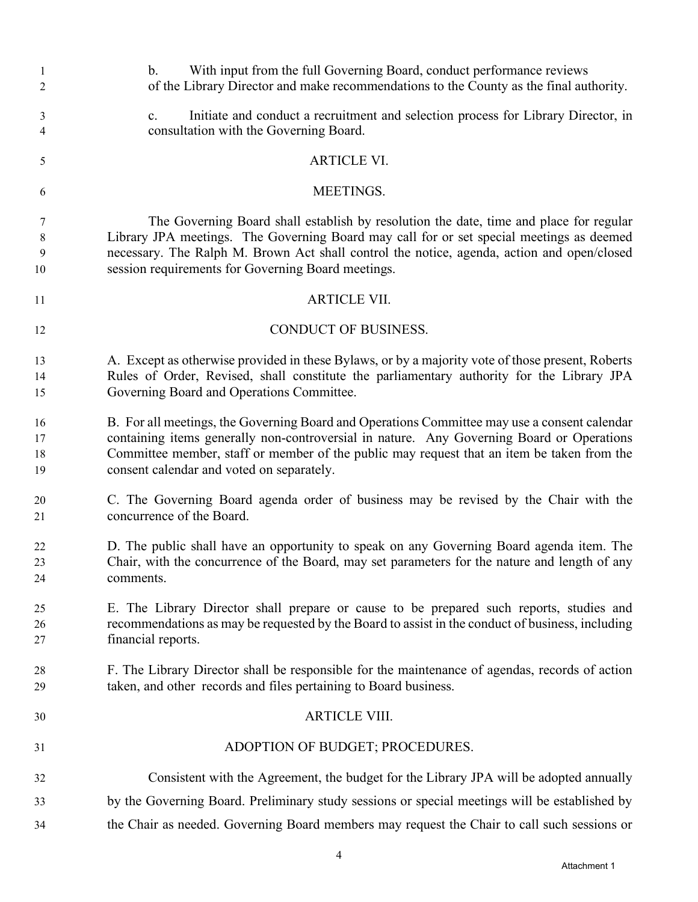b. With input from the full Governing Board, conduct performance reviews of the Library Director and make recommendations to the County as the final authority.

c. Initiate and conduct a recruitment and selection process for Library Director, in consultation with the Governing Board.

## ARTICLE VI.

## MEETINGS.

The Governing Board shall establish by resolution the date, time and place for regular Library JPA meetings. The Governing Board may call for or set special meetings as deemed necessary. The Ralph M. Brown Act shall control the notice, agenda, action and open/closed session requirements for Governing Board meetings.

## ARTICLE VII.

## CONDUCT OF BUSINESS.

A. Except as otherwise provided in these Bylaws, or by a majority vote of those present, Roberts Rules of Order, Revised, shall constitute the parliamentary authority for the Library JPA Governing Board and Operations Committee.

B. For all meetings, the Governing Board and Operations Committee may use a consent calendar containing items generally non-controversial in nature. Any Governing Board or Operations Committee member, staff or member of the public may request that an item be taken from the consent calendar and voted on separately.

C. The Governing Board agenda order of business may be revised by the Chair with the concurrence of the Board.

D. The public shall have an opportunity to speak on any Governing Board agenda item. The Chair, with the concurrence of the Board, may set parameters for the nature and length of any comments.

E. The Library Director shall prepare or cause to be prepared such reports, studies and recommendations as may be requested by the Board to assist in the conduct of business, including financial reports.

F. The Library Director shall be responsible for the maintenance of agendas, records of action taken, and other records and files pertaining to Board business.

## ARTICLE VIII.

## ADOPTION OF BUDGET; PROCEDURES.

Consistent with the Agreement, the budget for the Library JPA will be adopted annually by the Governing Board. Preliminary study sessions or special meetings will be established by the Chair as needed. Governing Board members may request the Chair to call such sessions or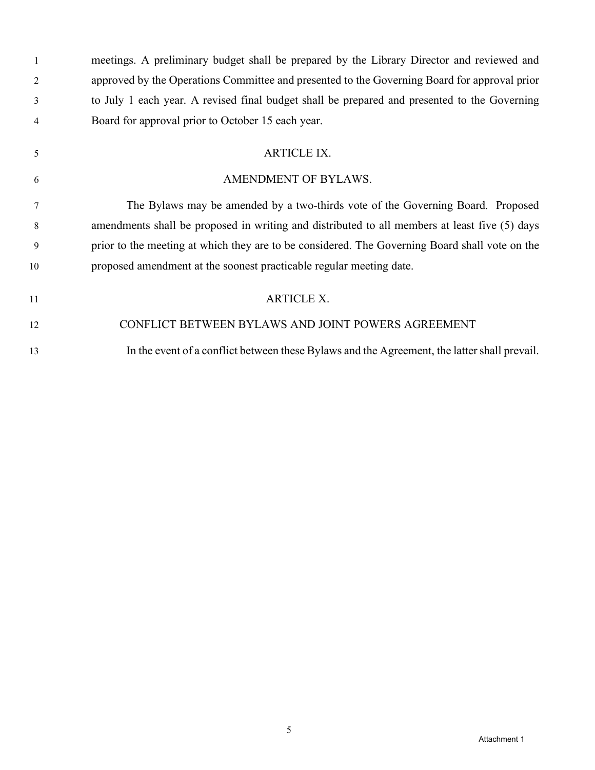meetings. A preliminary budget shall be prepared by the Library Director and reviewed and approved by the Operations Committee and presented to the Governing Board for approval prior to July 1 each year. A revised final budget shall be prepared and presented to the Governing Board for approval prior to October 15 each year.

## ARTICLE IX.

## AMENDMENT OF BYLAWS.

The Bylaws may be amended by a two-thirds vote of the Governing Board. Proposed amendments shall be proposed in writing and distributed to all members at least five (5) days prior to the meeting at which they are to be considered. The Governing Board shall vote on the proposed amendment at the soonest practicable regular meeting date.

## ARTICLE X.

## CONFLICT BETWEEN BYLAWS AND JOINT POWERS AGREEMENT

In the event of a conflict between these Bylaws and the Agreement, the latter shall prevail.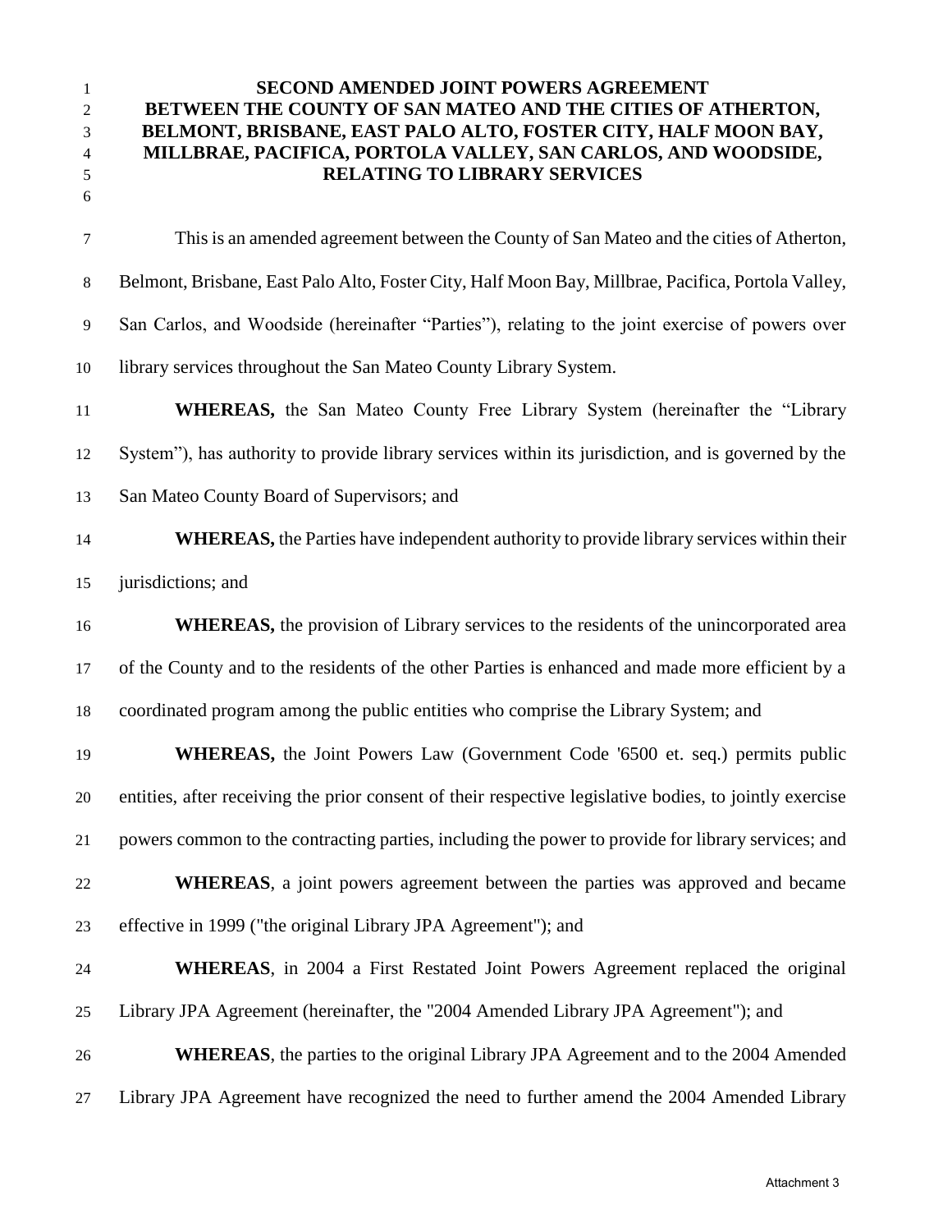**SECOND AMENDED JOINT POWERS AGREEMENT BETWEEN THE COUNTY OF SAN MATEO AND THE CITIES OF ATHERTON, BELMONT, BRISBANE, EAST PALO ALTO, FOSTER CITY, HALF MOON BAY, MILLBRAE, PACIFICA, PORTOLA VALLEY, SAN CARLOS, AND WOODSIDE, RELATING TO LIBRARY SERVICES**

This is an amended agreement between the County of San Mateo and the cities of Atherton, Belmont, Brisbane, East Palo Alto, Foster City, Half Moon Bay, Millbrae, Pacifica, Portola Valley, San Carlos, and Woodside (hereinafter "Parties"), relating to the joint exercise of powers over library services throughout the San Mateo County Library System.

**WHEREAS,** the San Mateo County Free Library System (hereinafter the "Library System"), has authority to provide library services within its jurisdiction, and is governed by the San Mateo County Board of Supervisors; and

**WHEREAS,** the Parties have independent authority to provide library services within their jurisdictions; and

**WHEREAS,** the provision of Library services to the residents of the unincorporated area of the County and to the residents of the other Parties is enhanced and made more efficient by a coordinated program among the public entities who comprise the Library System; and

**WHEREAS,** the Joint Powers Law (Government Code '6500 et. seq.) permits public entities, after receiving the prior consent of their respective legislative bodies, to jointly exercise powers common to the contracting parties, including the power to provide for library services; and

**WHEREAS**, a joint powers agreement between the parties was approved and became effective in 1999 ("the original Library JPA Agreement"); and

**WHEREAS**, in 2004 a First Restated Joint Powers Agreement replaced the original Library JPA Agreement (hereinafter, the "2004 Amended Library JPA Agreement"); and

**WHEREAS**, the parties to the original Library JPA Agreement and to the 2004 Amended Library JPA Agreement have recognized the need to further amend the 2004 Amended Library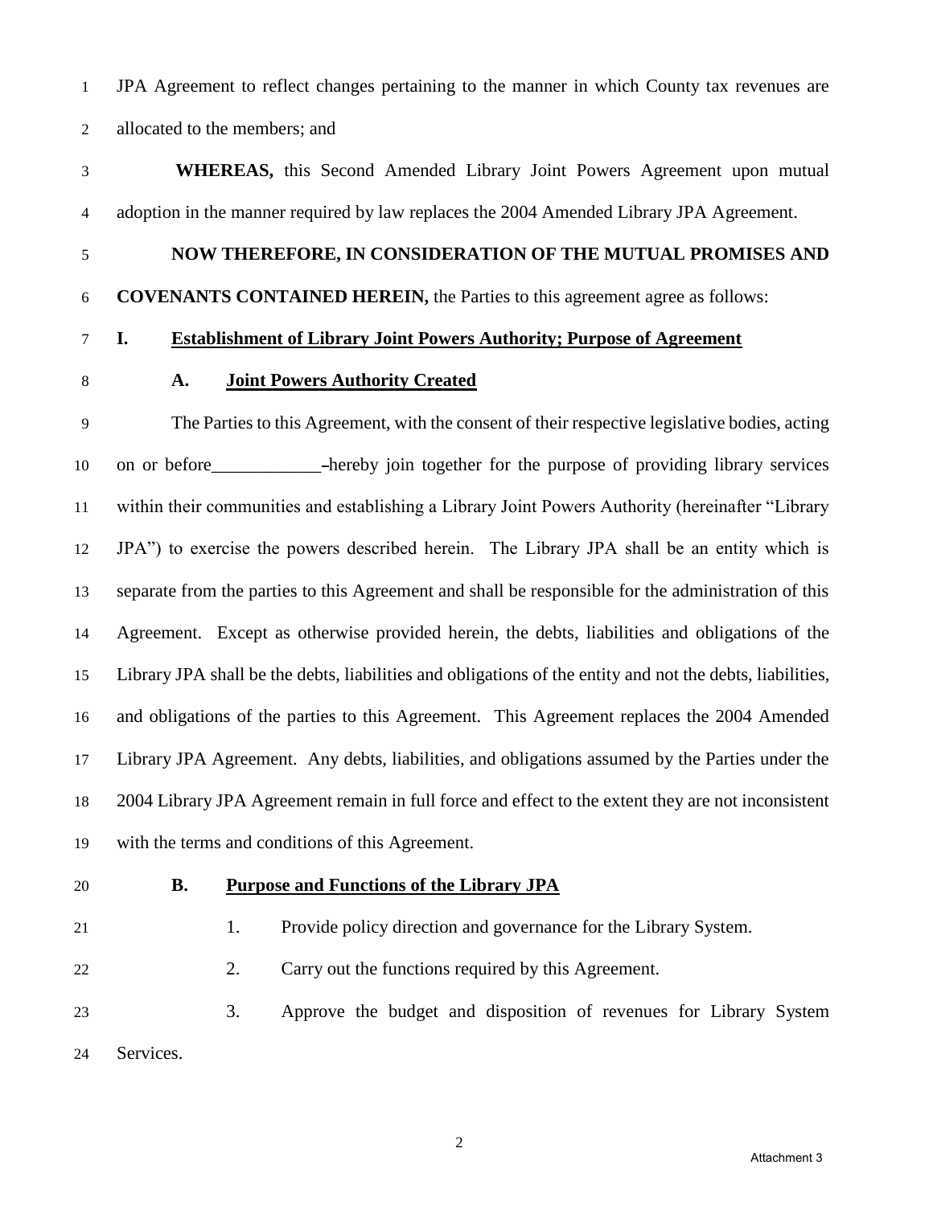JPA Agreement to reflect changes pertaining to the manner in which County tax revenues are allocated to the members; and

**WHEREAS,** this Second Amended Library Joint Powers Agreement upon mutual adoption in the manner required by law replaces the 2004 Amended Library JPA Agreement.

**NOW THEREFORE, IN CONSIDERATION OF THE MUTUAL PROMISES AND COVENANTS CONTAINED HEREIN,** the Parties to this agreement agree as follows:

## I. Establishment of Library Joint Powers Authority; Purpose of Agreement

### A. Joint Powers Authority Created

The Parties to this Agreement, with the consent of their respective legislative bodies, acting on or before____________ hereby join together for the purpose of providing library services within their communities and establishing a Library Joint Powers Authority (hereinafter "Library JPA") to exercise the powers described herein. The Library JPA shall be an entity which is separate from the parties to this Agreement and shall be responsible for the administration of this Agreement. Except as otherwise provided herein, the debts, liabilities and obligations of the Library JPA shall be the debts, liabilities and obligations of the entity and not the debts, liabilities, and obligations of the parties to this Agreement. This Agreement replaces the 2004 Amended Library JPA Agreement. Any debts, liabilities, and obligations assumed by the Parties under the 2004 Library JPA Agreement remain in full force and effect to the extent they are not inconsistent with the terms and conditions of this Agreement.

### B. Purpose and Functions of the Library JPA

1. Provide policy direction and governance for the Library System.
2. Carry out the functions required by this Agreement.
3. Approve the budget and disposition of revenues for Library System Services.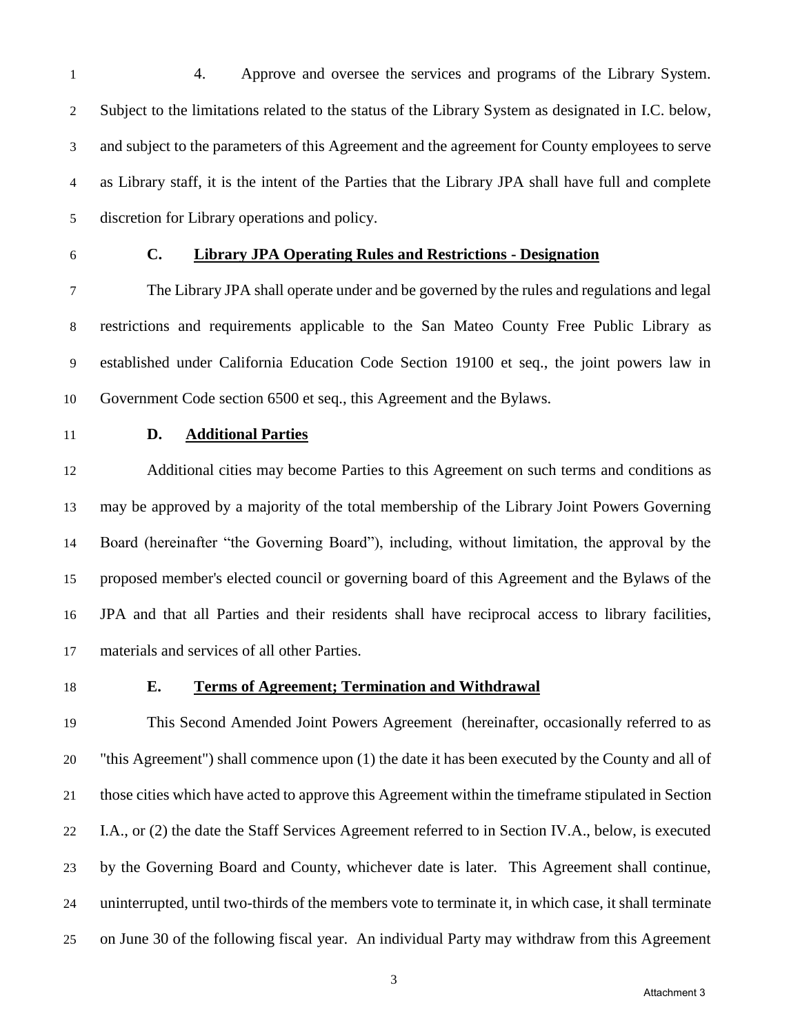4. Approve and oversee the services and programs of the Library System. Subject to the limitations related to the status of the Library System as designated in I.C. below, and subject to the parameters of this Agreement and the agreement for County employees to serve as Library staff, it is the intent of the Parties that the Library JPA shall have full and complete discretion for Library operations and policy.

### C. Library JPA Operating Rules and Restrictions - Designation

The Library JPA shall operate under and be governed by the rules and regulations and legal restrictions and requirements applicable to the San Mateo County Free Public Library as established under California Education Code Section 19100 et seq., the joint powers law in Government Code section 6500 et seq., this Agreement and the Bylaws.

### D. Additional Parties

Additional cities may become Parties to this Agreement on such terms and conditions as may be approved by a majority of the total membership of the Library Joint Powers Governing Board (hereinafter "the Governing Board"), including, without limitation, the approval by the proposed member's elected council or governing board of this Agreement and the Bylaws of the JPA and that all Parties and their residents shall have reciprocal access to library facilities, materials and services of all other Parties.

### E. Terms of Agreement; Termination and Withdrawal

This Second Amended Joint Powers Agreement (hereinafter, occasionally referred to as "this Agreement") shall commence upon (1) the date it has been executed by the County and all of those cities which have acted to approve this Agreement within the timeframe stipulated in Section I.A., or (2) the date the Staff Services Agreement referred to in Section IV.A., below, is executed by the Governing Board and County, whichever date is later. This Agreement shall continue, uninterrupted, until two-thirds of the members vote to terminate it, in which case, it shall terminate on June 30 of the following fiscal year. An individual Party may withdraw from this Agreement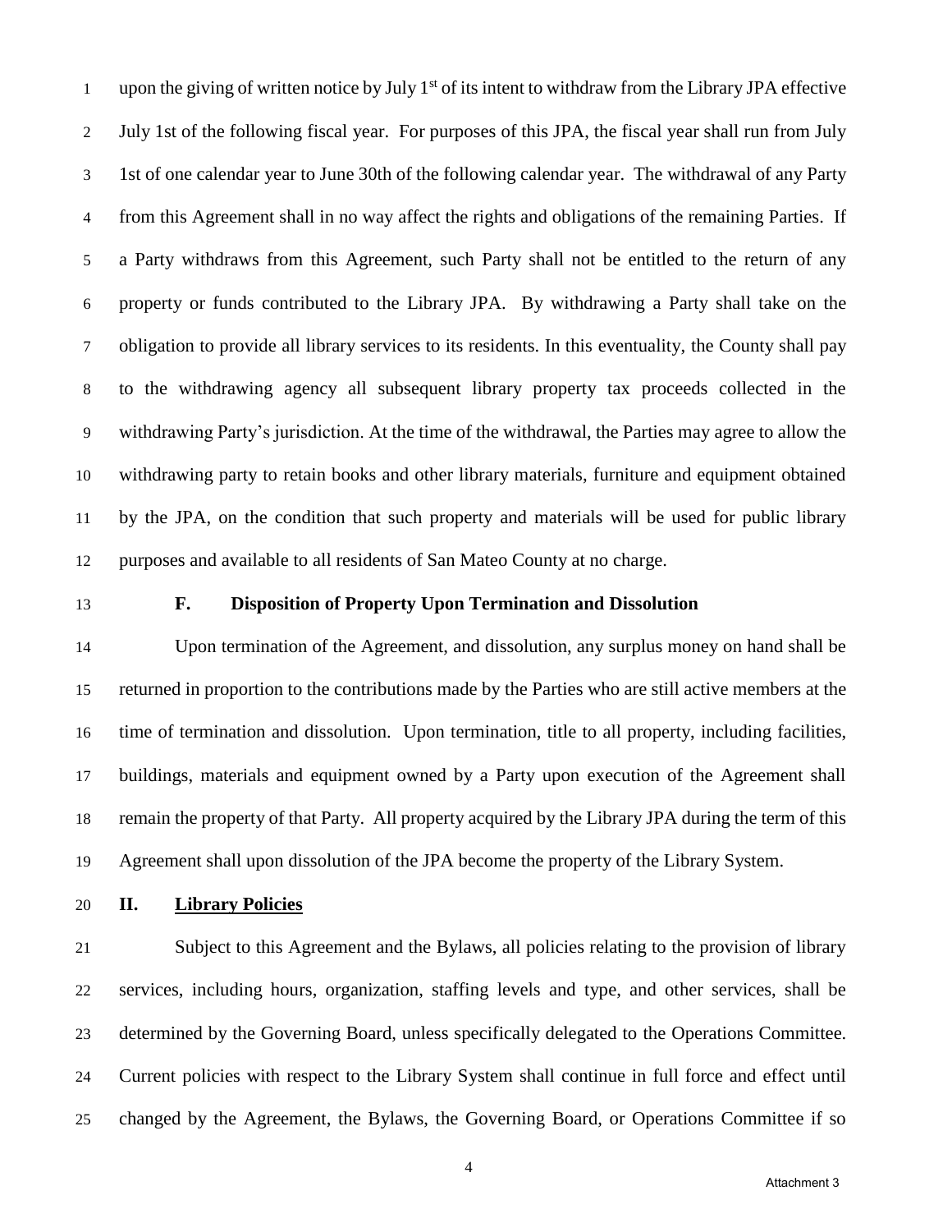upon the giving of written notice by July 1st of its intent to withdraw from the Library JPA effective July 1st of the following fiscal year. For purposes of this JPA, the fiscal year shall run from July 1st of one calendar year to June 30th of the following calendar year. The withdrawal of any Party from this Agreement shall in no way affect the rights and obligations of the remaining Parties. If a Party withdraws from this Agreement, such Party shall not be entitled to the return of any property or funds contributed to the Library JPA. By withdrawing a Party shall take on the obligation to provide all library services to its residents. In this eventuality, the County shall pay to the withdrawing agency all subsequent library property tax proceeds collected in the withdrawing Party's jurisdiction. At the time of the withdrawal, the Parties may agree to allow the withdrawing party to retain books and other library materials, furniture and equipment obtained by the JPA, on the condition that such property and materials will be used for public library purposes and available to all residents of San Mateo County at no charge.

**F. Disposition of Property Upon Termination and Dissolution**

Upon termination of the Agreement, and dissolution, any surplus money on hand shall be returned in proportion to the contributions made by the Parties who are still active members at the time of termination and dissolution. Upon termination, title to all property, including facilities, buildings, materials and equipment owned by a Party upon execution of the Agreement shall remain the property of that Party. All property acquired by the Library JPA during the term of this Agreement shall upon dissolution of the JPA become the property of the Library System.

## II. Library Policies

Subject to this Agreement and the Bylaws, all policies relating to the provision of library services, including hours, organization, staffing levels and type, and other services, shall be determined by the Governing Board, unless specifically delegated to the Operations Committee. Current policies with respect to the Library System shall continue in full force and effect until changed by the Agreement, the Bylaws, the Governing Board, or Operations Committee if so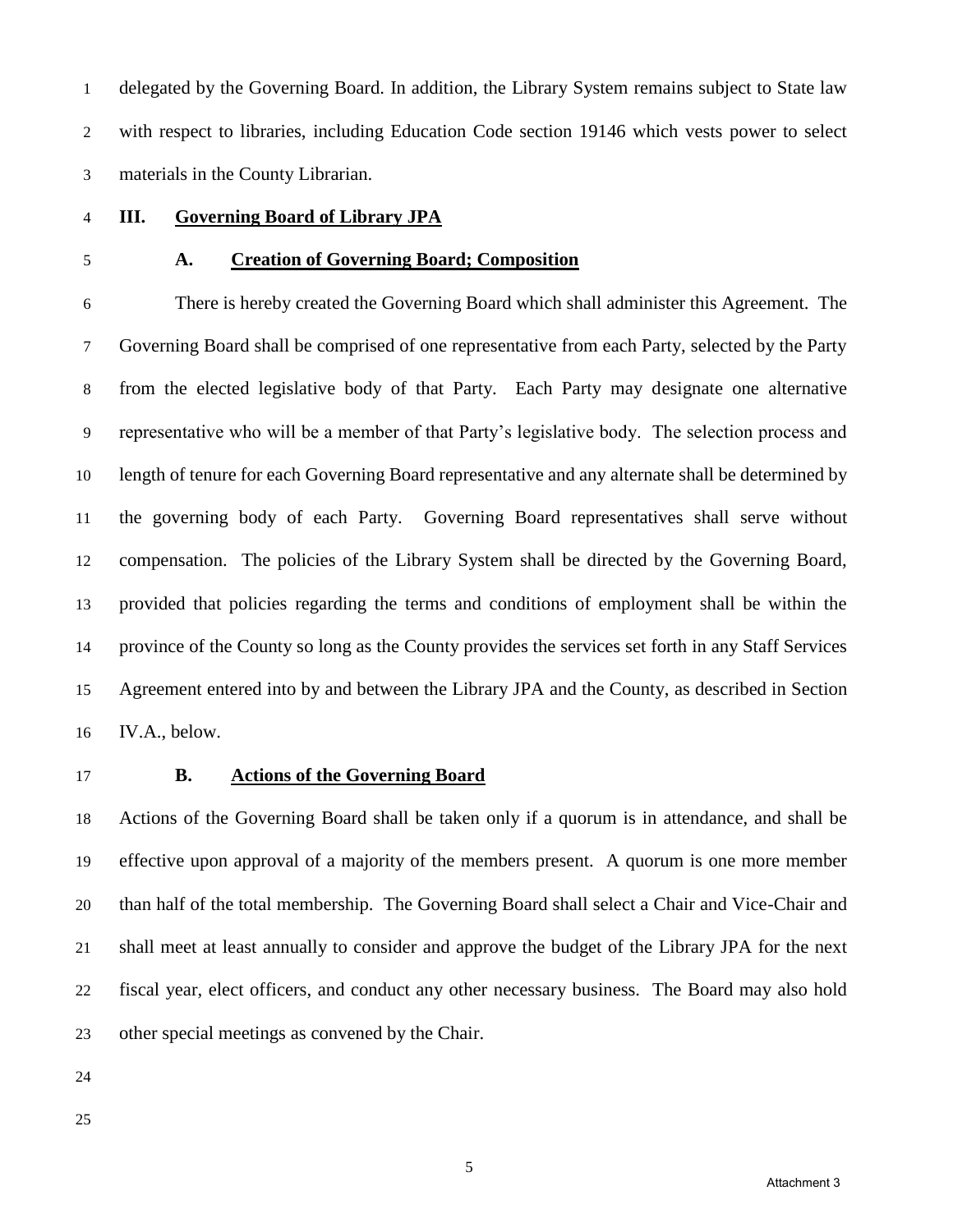delegated by the Governing Board. In addition, the Library System remains subject to State law with respect to libraries, including Education Code section 19146 which vests power to select materials in the County Librarian.

## III. Governing Board of Library JPA

### A. Creation of Governing Board; Composition

There is hereby created the Governing Board which shall administer this Agreement. The Governing Board shall be comprised of one representative from each Party, selected by the Party from the elected legislative body of that Party. Each Party may designate one alternative representative who will be a member of that Party's legislative body. The selection process and length of tenure for each Governing Board representative and any alternate shall be determined by the governing body of each Party. Governing Board representatives shall serve without compensation. The policies of the Library System shall be directed by the Governing Board, provided that policies regarding the terms and conditions of employment shall be within the province of the County so long as the County provides the services set forth in any Staff Services Agreement entered into by and between the Library JPA and the County, as described in Section IV.A., below.

### B. Actions of the Governing Board

Actions of the Governing Board shall be taken only if a quorum is in attendance, and shall be effective upon approval of a majority of the members present. A quorum is one more member than half of the total membership. The Governing Board shall select a Chair and Vice-Chair and shall meet at least annually to consider and approve the budget of the Library JPA for the next fiscal year, elect officers, and conduct any other necessary business. The Board may also hold other special meetings as convened by the Chair.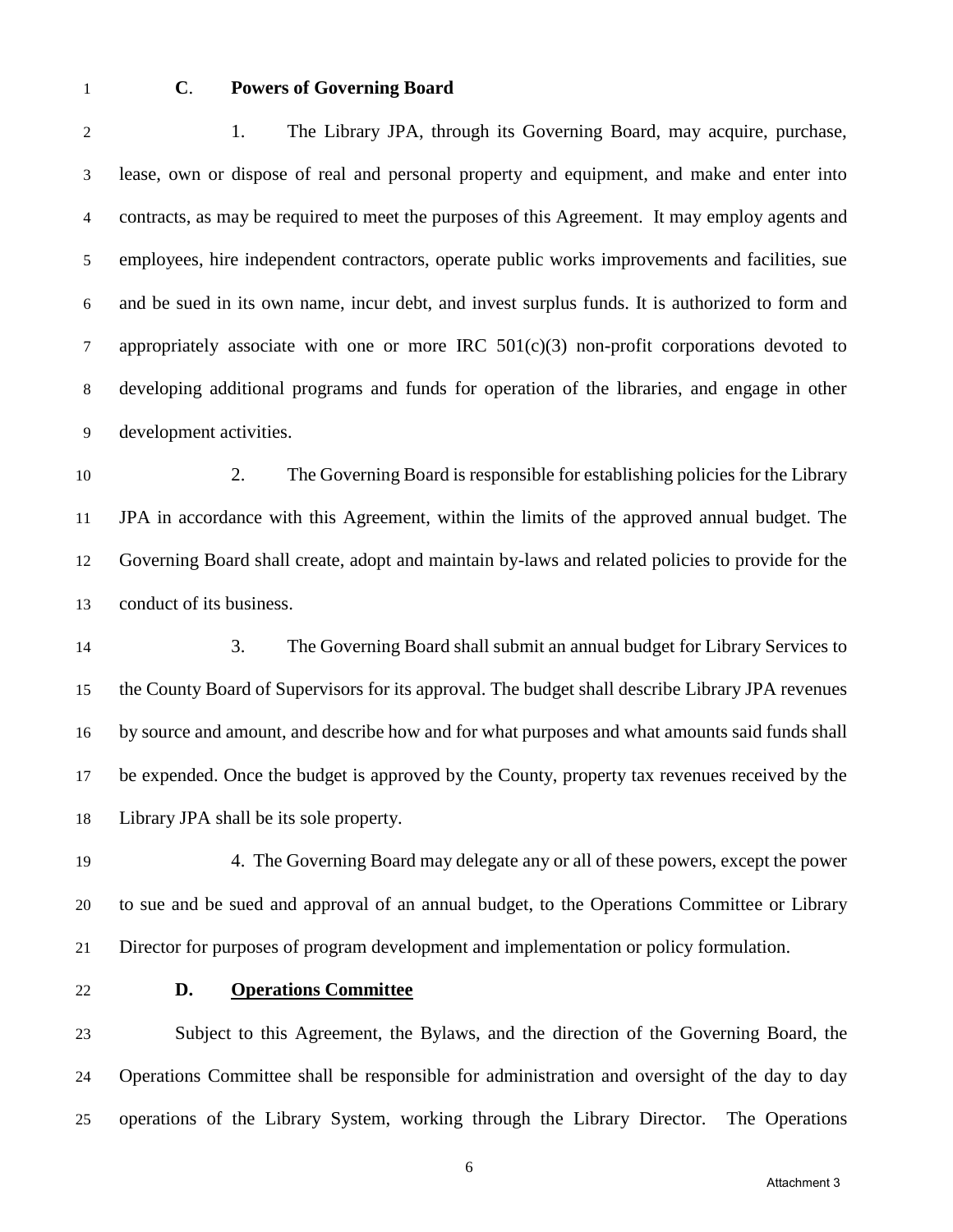### C. Powers of Governing Board

1. The Library JPA, through its Governing Board, may acquire, purchase, lease, own or dispose of real and personal property and equipment, and make and enter into contracts, as may be required to meet the purposes of this Agreement. It may employ agents and employees, hire independent contractors, operate public works improvements and facilities, sue and be sued in its own name, incur debt, and invest surplus funds. It is authorized to form and appropriately associate with one or more IRC 501(c)(3) non-profit corporations devoted to developing additional programs and funds for operation of the libraries, and engage in other development activities.

2. The Governing Board is responsible for establishing policies for the Library JPA in accordance with this Agreement, within the limits of the approved annual budget. The Governing Board shall create, adopt and maintain by-laws and related policies to provide for the conduct of its business.

3. The Governing Board shall submit an annual budget for Library Services to the County Board of Supervisors for its approval. The budget shall describe Library JPA revenues by source and amount, and describe how and for what purposes and what amounts said funds shall be expended. Once the budget is approved by the County, property tax revenues received by the Library JPA shall be its sole property.

4. The Governing Board may delegate any or all of these powers, except the power to sue and be sued and approval of an annual budget, to the Operations Committee or Library Director for purposes of program development and implementation or policy formulation.

### D. <u>Operations Committee</u>

Subject to this Agreement, the Bylaws, and the direction of the Governing Board, the Operations Committee shall be responsible for administration and oversight of the day to day operations of the Library System, working through the Library Director. The Operations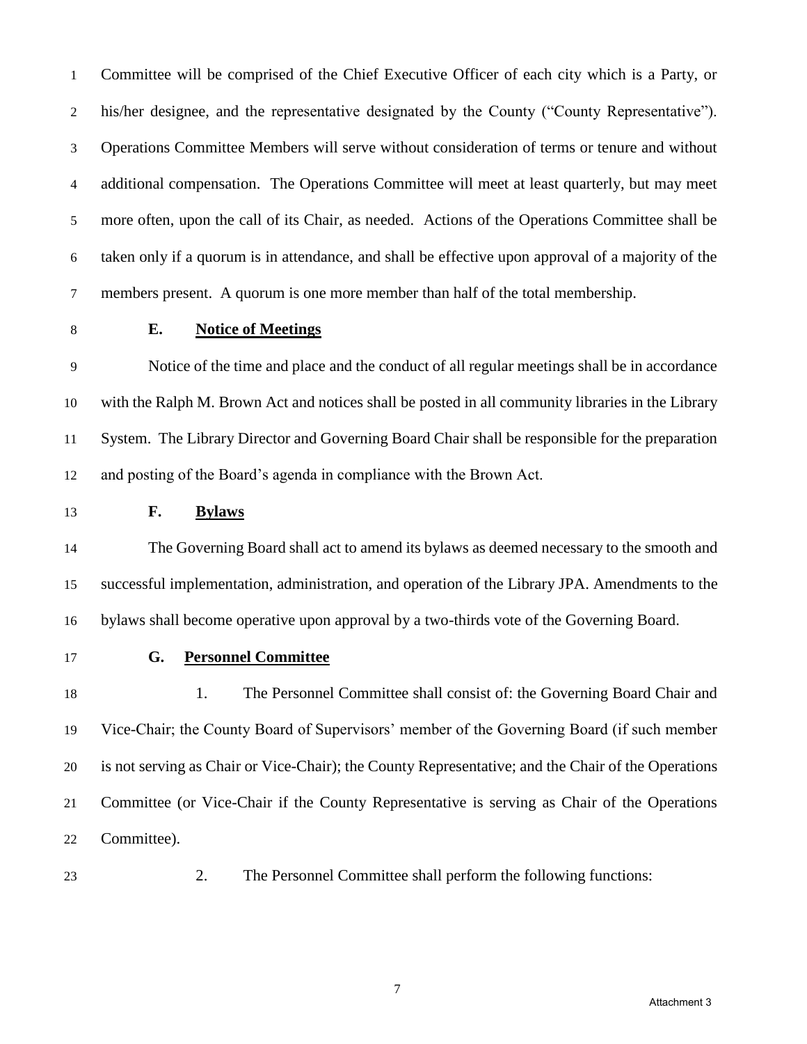Committee will be comprised of the Chief Executive Officer of each city which is a Party, or his/her designee, and the representative designated by the County ("County Representative"). Operations Committee Members will serve without consideration of terms or tenure and without additional compensation. The Operations Committee will meet at least quarterly, but may meet more often, upon the call of its Chair, as needed. Actions of the Operations Committee shall be taken only if a quorum is in attendance, and shall be effective upon approval of a majority of the members present. A quorum is one more member than half of the total membership.

**E. Notice of Meetings**

Notice of the time and place and the conduct of all regular meetings shall be in accordance with the Ralph M. Brown Act and notices shall be posted in all community libraries in the Library System. The Library Director and Governing Board Chair shall be responsible for the preparation and posting of the Board's agenda in compliance with the Brown Act.

**F. Bylaws**

The Governing Board shall act to amend its bylaws as deemed necessary to the smooth and successful implementation, administration, and operation of the Library JPA. Amendments to the bylaws shall become operative upon approval by a two-thirds vote of the Governing Board.

**G. Personnel Committee**

1. The Personnel Committee shall consist of: the Governing Board Chair and Vice-Chair; the County Board of Supervisors' member of the Governing Board (if such member is not serving as Chair or Vice-Chair); the County Representative; and the Chair of the Operations Committee (or Vice-Chair if the County Representative is serving as Chair of the Operations Committee).

2. The Personnel Committee shall perform the following functions: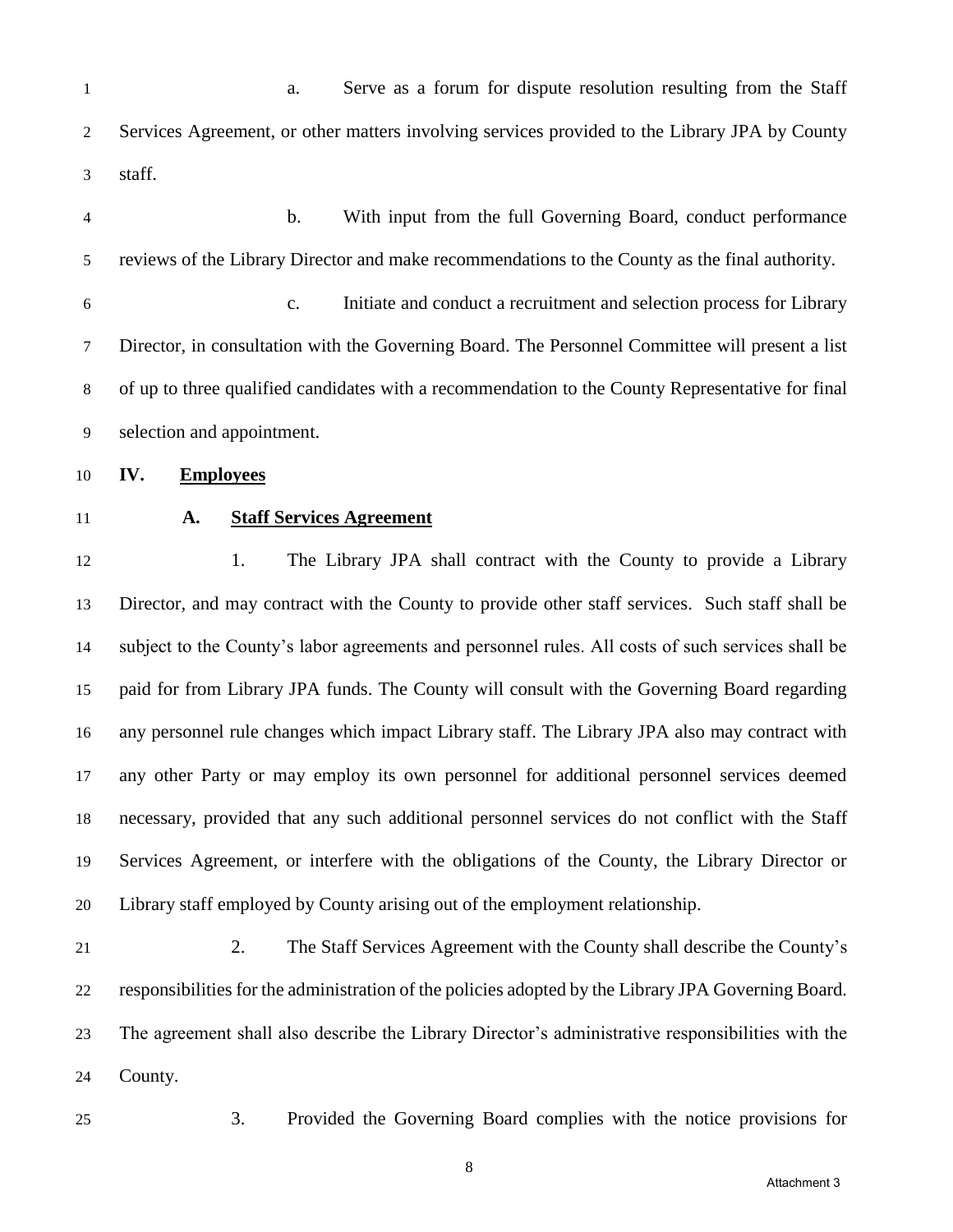a. Serve as a forum for dispute resolution resulting from the Staff Services Agreement, or other matters involving services provided to the Library JPA by County staff.

b. With input from the full Governing Board, conduct performance reviews of the Library Director and make recommendations to the County as the final authority.

c. Initiate and conduct a recruitment and selection process for Library Director, in consultation with the Governing Board. The Personnel Committee will present a list of up to three qualified candidates with a recommendation to the County Representative for final selection and appointment.

## IV. <u>Employees</u>

### A. <u>Staff Services Agreement</u>

1. The Library JPA shall contract with the County to provide a Library Director, and may contract with the County to provide other staff services. Such staff shall be subject to the County's labor agreements and personnel rules. All costs of such services shall be paid for from Library JPA funds. The County will consult with the Governing Board regarding any personnel rule changes which impact Library staff. The Library JPA also may contract with any other Party or may employ its own personnel for additional personnel services deemed necessary, provided that any such additional personnel services do not conflict with the Staff Services Agreement, or interfere with the obligations of the County, the Library Director or Library staff employed by County arising out of the employment relationship.

2. The Staff Services Agreement with the County shall describe the County's responsibilities for the administration of the policies adopted by the Library JPA Governing Board. The agreement shall also describe the Library Director's administrative responsibilities with the County.

3. Provided the Governing Board complies with the notice provisions for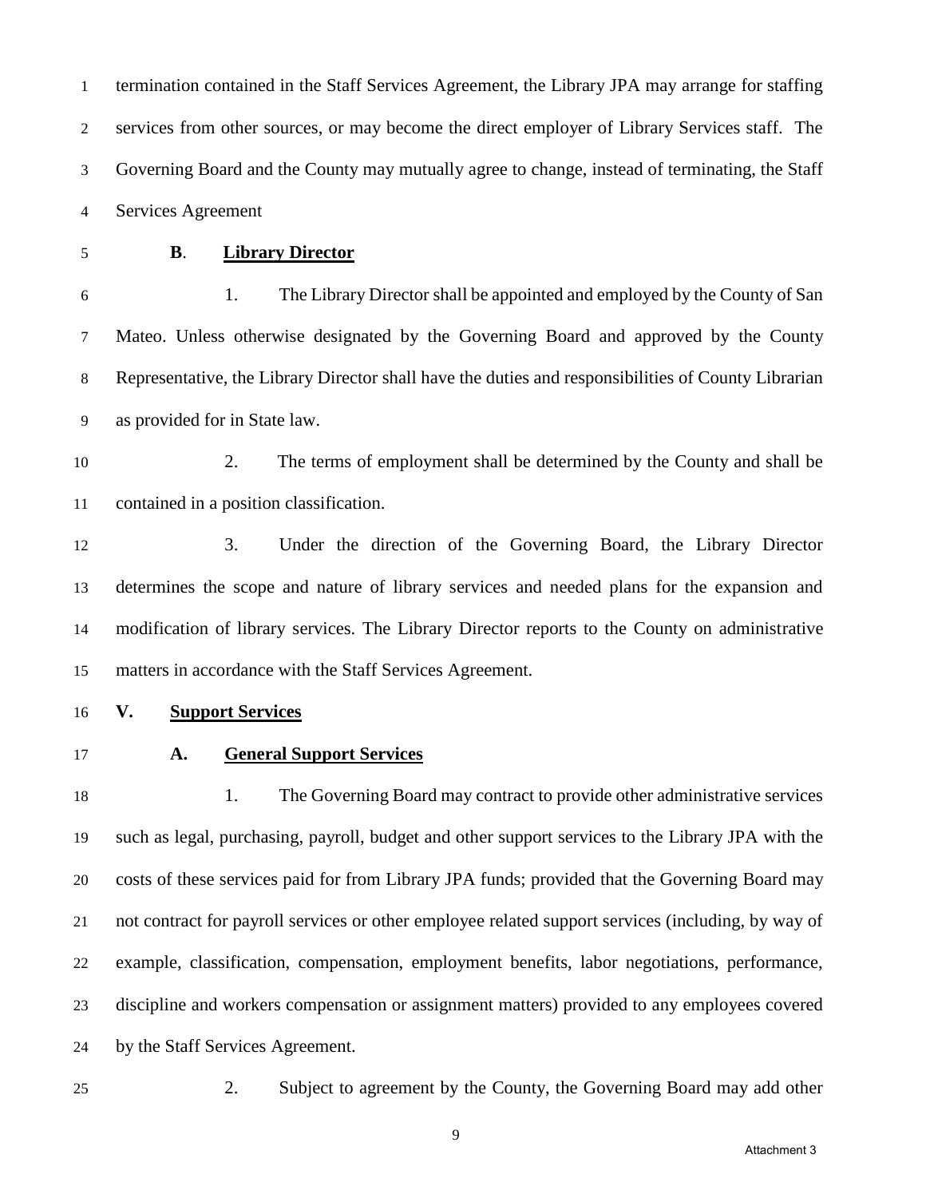termination contained in the Staff Services Agreement, the Library JPA may arrange for staffing services from other sources, or may become the direct employer of Library Services staff. The Governing Board and the County may mutually agree to change, instead of terminating, the Staff Services Agreement

**B**. **Library Director**

1. The Library Director shall be appointed and employed by the County of San Mateo. Unless otherwise designated by the Governing Board and approved by the County Representative, the Library Director shall have the duties and responsibilities of County Librarian as provided for in State law.

2. The terms of employment shall be determined by the County and shall be contained in a position classification.

3. Under the direction of the Governing Board, the Library Director determines the scope and nature of library services and needed plans for the expansion and modification of library services. The Library Director reports to the County on administrative matters in accordance with the Staff Services Agreement.

## V. Support Services

**A. General Support Services**

1. The Governing Board may contract to provide other administrative services such as legal, purchasing, payroll, budget and other support services to the Library JPA with the costs of these services paid for from Library JPA funds; provided that the Governing Board may not contract for payroll services or other employee related support services (including, by way of example, classification, compensation, employment benefits, labor negotiations, performance, discipline and workers compensation or assignment matters) provided to any employees covered by the Staff Services Agreement.

2. Subject to agreement by the County, the Governing Board may add other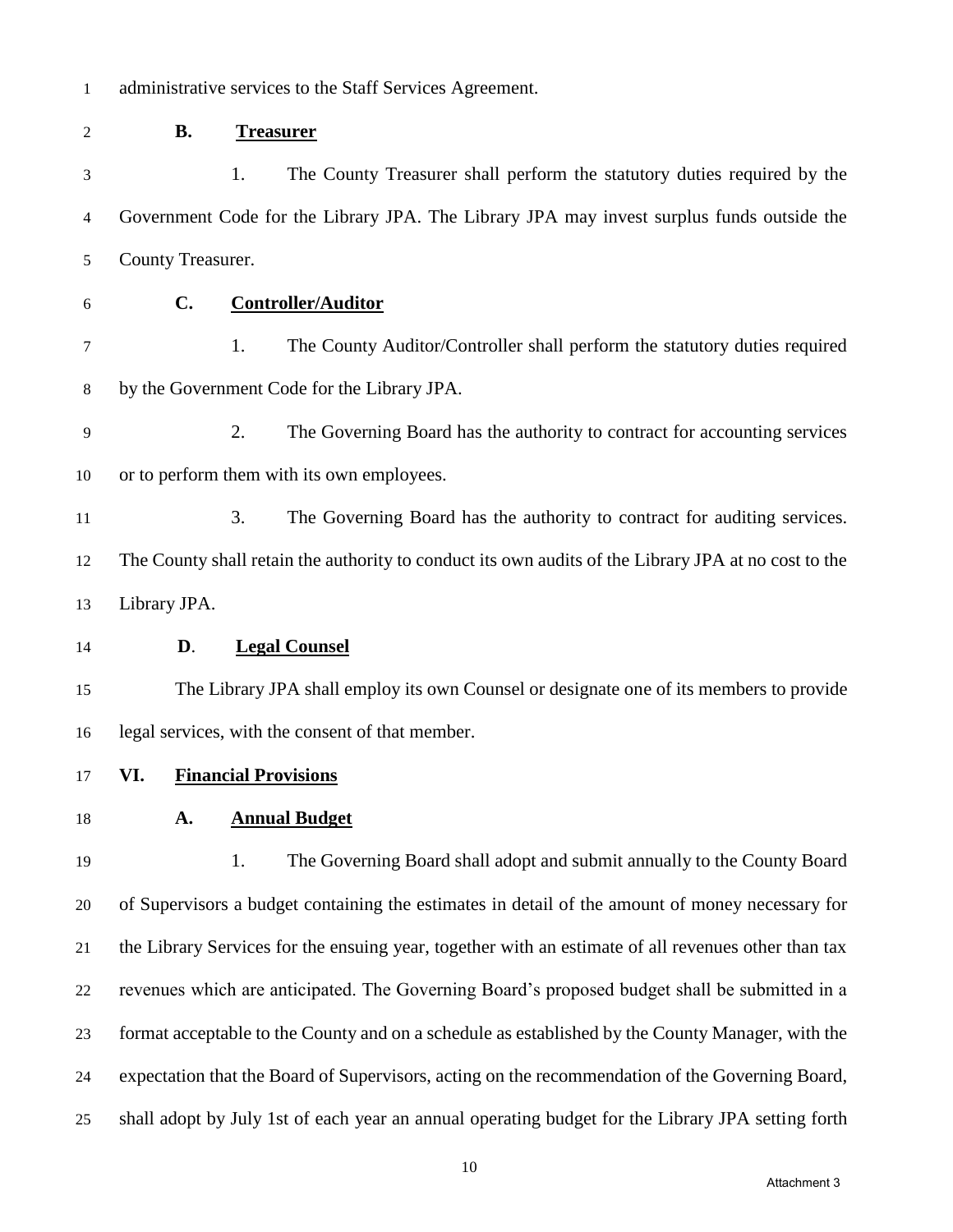administrative services to the Staff Services Agreement.

**B. Treasurer**

1. The County Treasurer shall perform the statutory duties required by the Government Code for the Library JPA. The Library JPA may invest surplus funds outside the County Treasurer.

**C. Controller/Auditor**

1. The County Auditor/Controller shall perform the statutory duties required by the Government Code for the Library JPA.

2. The Governing Board has the authority to contract for accounting services or to perform them with its own employees.

3. The Governing Board has the authority to contract for auditing services. The County shall retain the authority to conduct its own audits of the Library JPA at no cost to the Library JPA.

**D. Legal Counsel**

The Library JPA shall employ its own Counsel or designate one of its members to provide legal services, with the consent of that member.

## VI. Financial Provisions

**A. Annual Budget**

1. The Governing Board shall adopt and submit annually to the County Board of Supervisors a budget containing the estimates in detail of the amount of money necessary for the Library Services for the ensuing year, together with an estimate of all revenues other than tax revenues which are anticipated. The Governing Board's proposed budget shall be submitted in a format acceptable to the County and on a schedule as established by the County Manager, with the expectation that the Board of Supervisors, acting on the recommendation of the Governing Board, shall adopt by July 1st of each year an annual operating budget for the Library JPA setting forth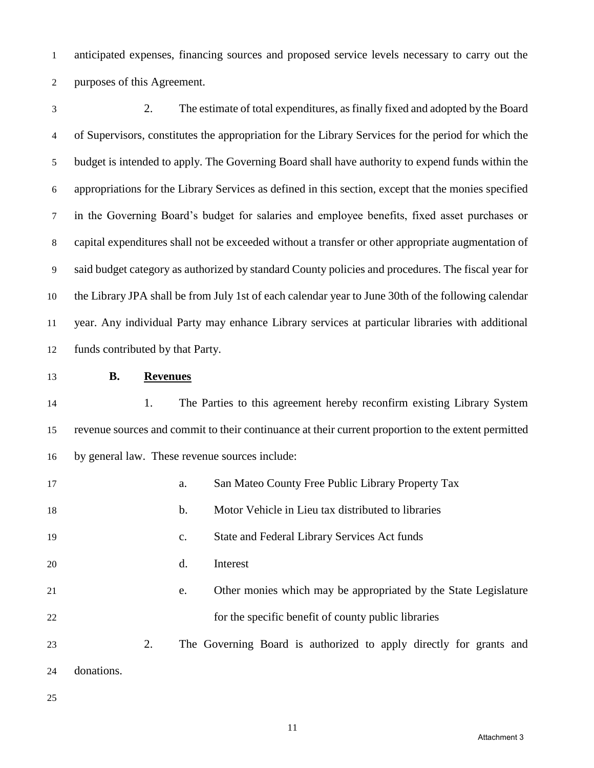anticipated expenses, financing sources and proposed service levels necessary to carry out the purposes of this Agreement.

2. The estimate of total expenditures, as finally fixed and adopted by the Board of Supervisors, constitutes the appropriation for the Library Services for the period for which the budget is intended to apply. The Governing Board shall have authority to expend funds within the appropriations for the Library Services as defined in this section, except that the monies specified in the Governing Board's budget for salaries and employee benefits, fixed asset purchases or capital expenditures shall not be exceeded without a transfer or other appropriate augmentation of said budget category as authorized by standard County policies and procedures. The fiscal year for the Library JPA shall be from July 1st of each calendar year to June 30th of the following calendar year. Any individual Party may enhance Library services at particular libraries with additional funds contributed by that Party.

**B. Revenues**

1. The Parties to this agreement hereby reconfirm existing Library System revenue sources and commit to their continuance at their current proportion to the extent permitted by general law. These revenue sources include:

a. San Mateo County Free Public Library Property Tax

b. Motor Vehicle in Lieu tax distributed to libraries

c. State and Federal Library Services Act funds

d. Interest

e. Other monies which may be appropriated by the State Legislature for the specific benefit of county public libraries

2. The Governing Board is authorized to apply directly for grants and donations.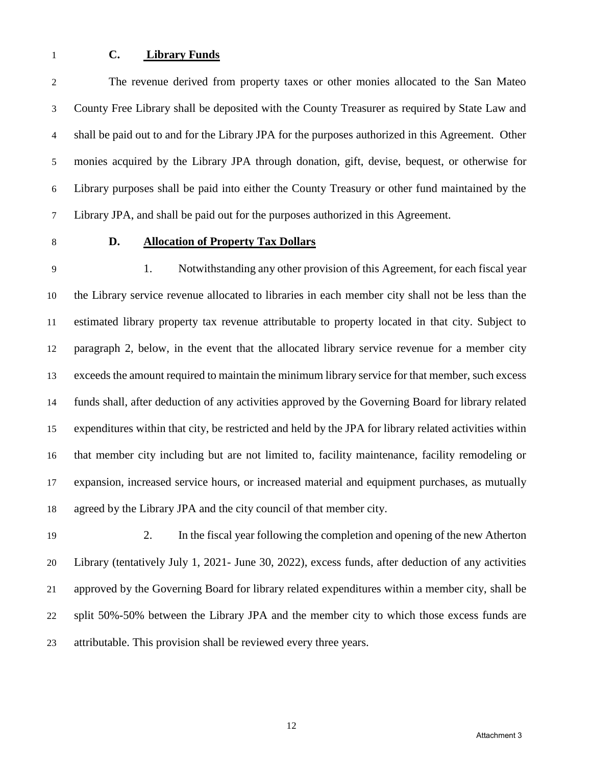### C. Library Funds

The revenue derived from property taxes or other monies allocated to the San Mateo County Free Library shall be deposited with the County Treasurer as required by State Law and shall be paid out to and for the Library JPA for the purposes authorized in this Agreement. Other monies acquired by the Library JPA through donation, gift, devise, bequest, or otherwise for Library purposes shall be paid into either the County Treasury or other fund maintained by the Library JPA, and shall be paid out for the purposes authorized in this Agreement.

### D. Allocation of Property Tax Dollars

1. Notwithstanding any other provision of this Agreement, for each fiscal year the Library service revenue allocated to libraries in each member city shall not be less than the estimated library property tax revenue attributable to property located in that city. Subject to paragraph 2, below, in the event that the allocated library service revenue for a member city exceeds the amount required to maintain the minimum library service for that member, such excess funds shall, after deduction of any activities approved by the Governing Board for library related expenditures within that city, be restricted and held by the JPA for library related activities within that member city including but are not limited to, facility maintenance, facility remodeling or expansion, increased service hours, or increased material and equipment purchases, as mutually agreed by the Library JPA and the city council of that member city.

2. In the fiscal year following the completion and opening of the new Atherton Library (tentatively July 1, 2021- June 30, 2022), excess funds, after deduction of any activities approved by the Governing Board for library related expenditures within a member city, shall be split 50%-50% between the Library JPA and the member city to which those excess funds are attributable. This provision shall be reviewed every three years.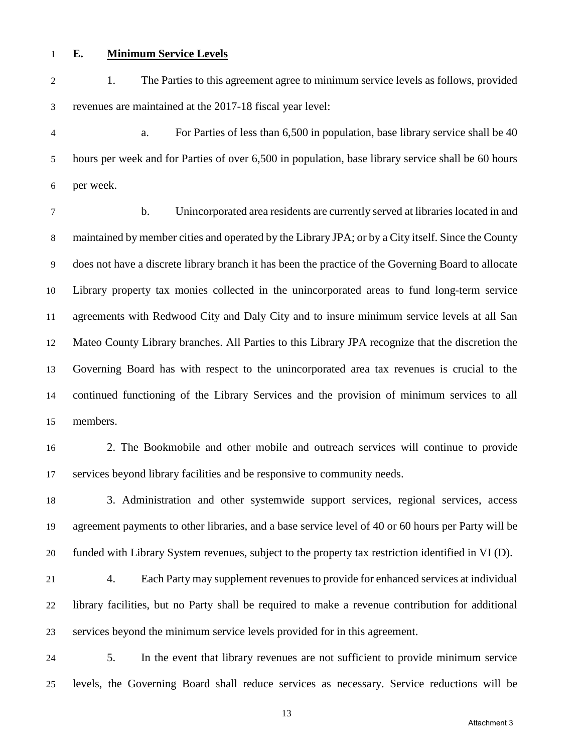**E. Minimum Service Levels**

1. The Parties to this agreement agree to minimum service levels as follows, provided revenues are maintained at the 2017-18 fiscal year level:

a. For Parties of less than 6,500 in population, base library service shall be 40 hours per week and for Parties of over 6,500 in population, base library service shall be 60 hours per week.

b. Unincorporated area residents are currently served at libraries located in and maintained by member cities and operated by the Library JPA; or by a City itself. Since the County does not have a discrete library branch it has been the practice of the Governing Board to allocate Library property tax monies collected in the unincorporated areas to fund long-term service agreements with Redwood City and Daly City and to insure minimum service levels at all San Mateo County Library branches. All Parties to this Library JPA recognize that the discretion the Governing Board has with respect to the unincorporated area tax revenues is crucial to the continued functioning of the Library Services and the provision of minimum services to all members.

2. The Bookmobile and other mobile and outreach services will continue to provide services beyond library facilities and be responsive to community needs.

3. Administration and other systemwide support services, regional services, access agreement payments to other libraries, and a base service level of 40 or 60 hours per Party will be funded with Library System revenues, subject to the property tax restriction identified in VI (D).

4. Each Party may supplement revenues to provide for enhanced services at individual library facilities, but no Party shall be required to make a revenue contribution for additional services beyond the minimum service levels provided for in this agreement.

5. In the event that library revenues are not sufficient to provide minimum service levels, the Governing Board shall reduce services as necessary. Service reductions will be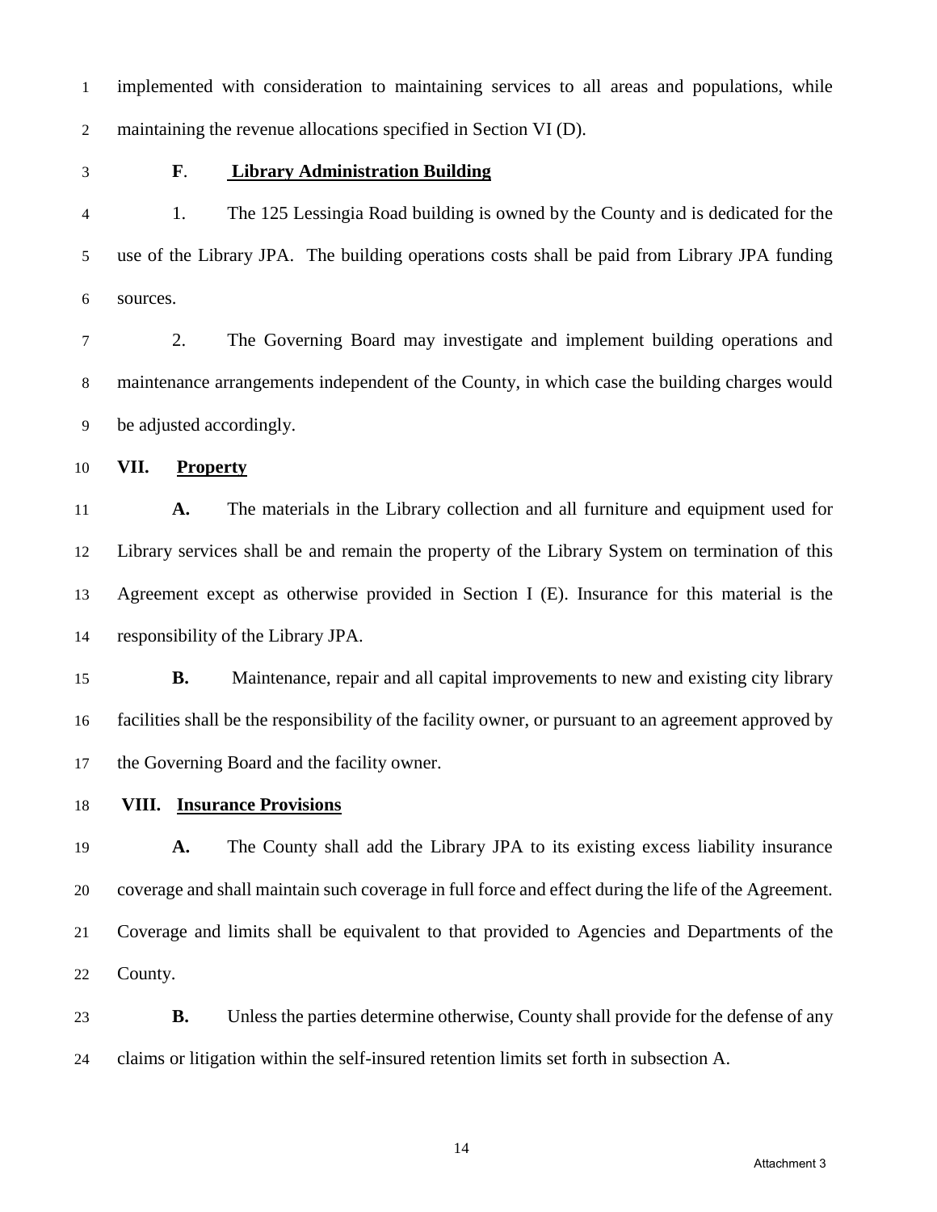implemented with consideration to maintaining services to all areas and populations, while maintaining the revenue allocations specified in Section VI (D).

**F**. **Library Administration Building**

1. The 125 Lessingia Road building is owned by the County and is dedicated for the use of the Library JPA. The building operations costs shall be paid from Library JPA funding sources.

2. The Governing Board may investigate and implement building operations and maintenance arrangements independent of the County, in which case the building charges would be adjusted accordingly.

## VII. Property

**A.** The materials in the Library collection and all furniture and equipment used for Library services shall be and remain the property of the Library System on termination of this Agreement except as otherwise provided in Section I (E). Insurance for this material is the responsibility of the Library JPA.

**B.** Maintenance, repair and all capital improvements to new and existing city library facilities shall be the responsibility of the facility owner, or pursuant to an agreement approved by the Governing Board and the facility owner.

## VIII. Insurance Provisions

**A.** The County shall add the Library JPA to its existing excess liability insurance coverage and shall maintain such coverage in full force and effect during the life of the Agreement. Coverage and limits shall be equivalent to that provided to Agencies and Departments of the County.

**B.** Unless the parties determine otherwise, County shall provide for the defense of any claims or litigation within the self-insured retention limits set forth in subsection A.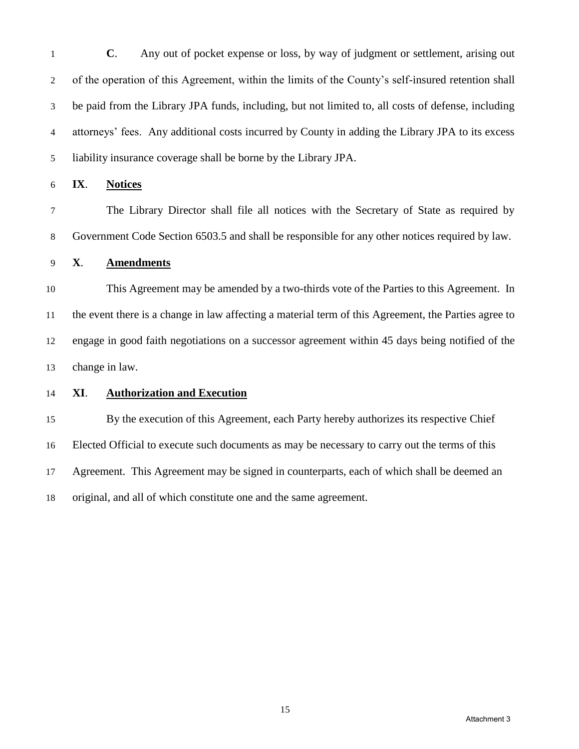**C**. Any out of pocket expense or loss, by way of judgment or settlement, arising out of the operation of this Agreement, within the limits of the County's self-insured retention shall be paid from the Library JPA funds, including, but not limited to, all costs of defense, including attorneys' fees. Any additional costs incurred by County in adding the Library JPA to its excess liability insurance coverage shall be borne by the Library JPA.

**IX**. **Notices**

The Library Director shall file all notices with the Secretary of State as required by Government Code Section 6503.5 and shall be responsible for any other notices required by law.

**X**. **Amendments**

This Agreement may be amended by a two-thirds vote of the Parties to this Agreement. In the event there is a change in law affecting a material term of this Agreement, the Parties agree to engage in good faith negotiations on a successor agreement within 45 days being notified of the change in law.

**XI**. **Authorization and Execution**

By the execution of this Agreement, each Party hereby authorizes its respective Chief Elected Official to execute such documents as may be necessary to carry out the terms of this Agreement. This Agreement may be signed in counterparts, each of which shall be deemed an original, and all of which constitute one and the same agreement.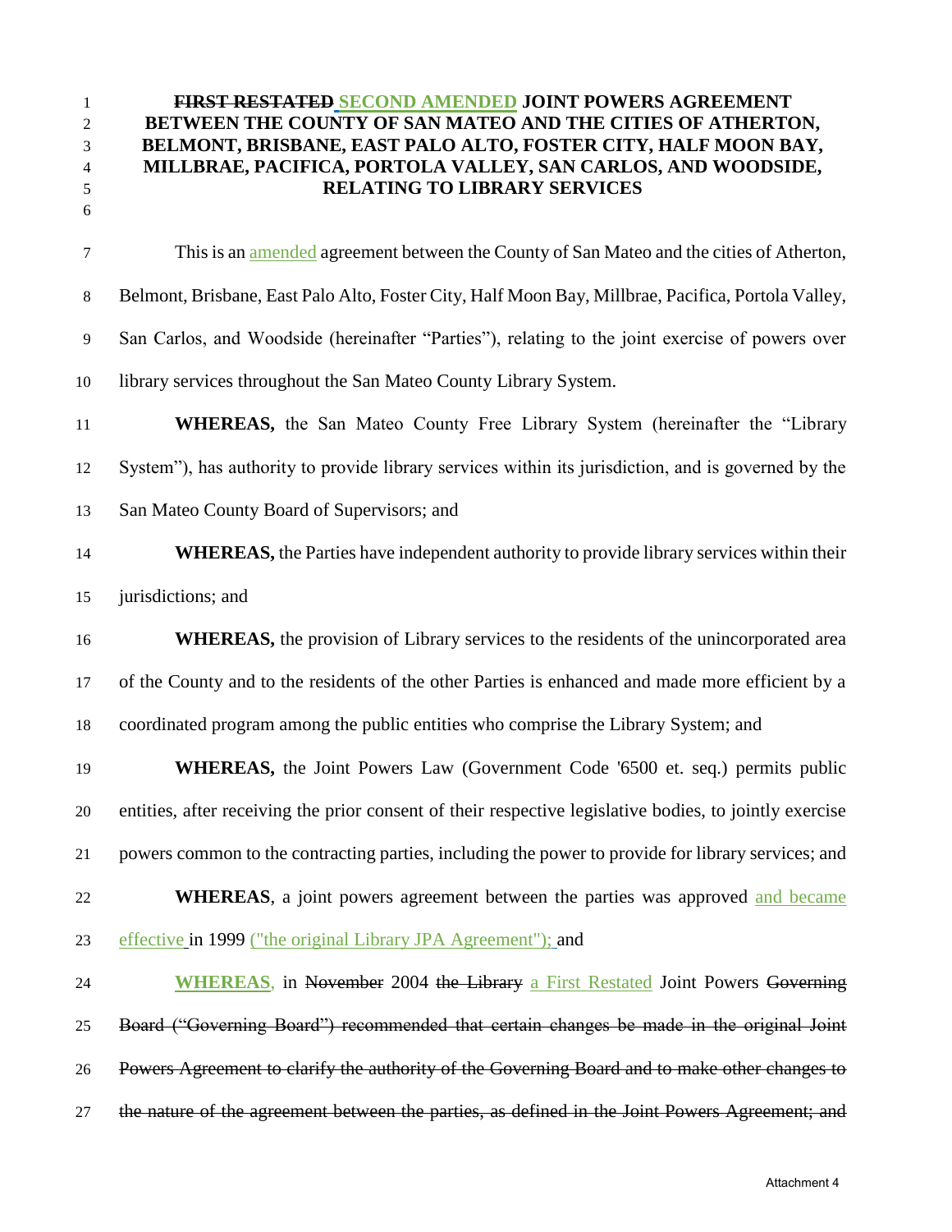**~~FIRST RESTATED~~ SECOND AMENDED JOINT POWERS AGREEMENT BETWEEN THE COUNTY OF SAN MATEO AND THE CITIES OF ATHERTON, BELMONT, BRISBANE, EAST PALO ALTO, FOSTER CITY, HALF MOON BAY, MILLBRAE, PACIFICA, PORTOLA VALLEY, SAN CARLOS, AND WOODSIDE, RELATING TO LIBRARY SERVICES**

This is an amended agreement between the County of San Mateo and the cities of Atherton, Belmont, Brisbane, East Palo Alto, Foster City, Half Moon Bay, Millbrae, Pacifica, Portola Valley, San Carlos, and Woodside (hereinafter "Parties"), relating to the joint exercise of powers over library services throughout the San Mateo County Library System.

**WHEREAS,** the San Mateo County Free Library System (hereinafter the "Library System"), has authority to provide library services within its jurisdiction, and is governed by the San Mateo County Board of Supervisors; and

**WHEREAS,** the Parties have independent authority to provide library services within their jurisdictions; and

**WHEREAS,** the provision of Library services to the residents of the unincorporated area of the County and to the residents of the other Parties is enhanced and made more efficient by a coordinated program among the public entities who comprise the Library System; and

**WHEREAS,** the Joint Powers Law (Government Code '6500 et. seq.) permits public entities, after receiving the prior consent of their respective legislative bodies, to jointly exercise powers common to the contracting parties, including the power to provide for library services; and

**WHEREAS**, a joint powers agreement between the parties was approved and became effective in 1999 ("the original Library JPA Agreement"); and

**WHEREAS**, in ~~November~~ 2004 ~~the Library~~ a First Restated Joint Powers ~~Governing Board ("Governing Board") recommended that certain changes be made in the original Joint Powers Agreement to clarify the authority of the Governing Board and to make other changes to the nature of the agreement between the parties, as defined in the Joint Powers Agreement; and~~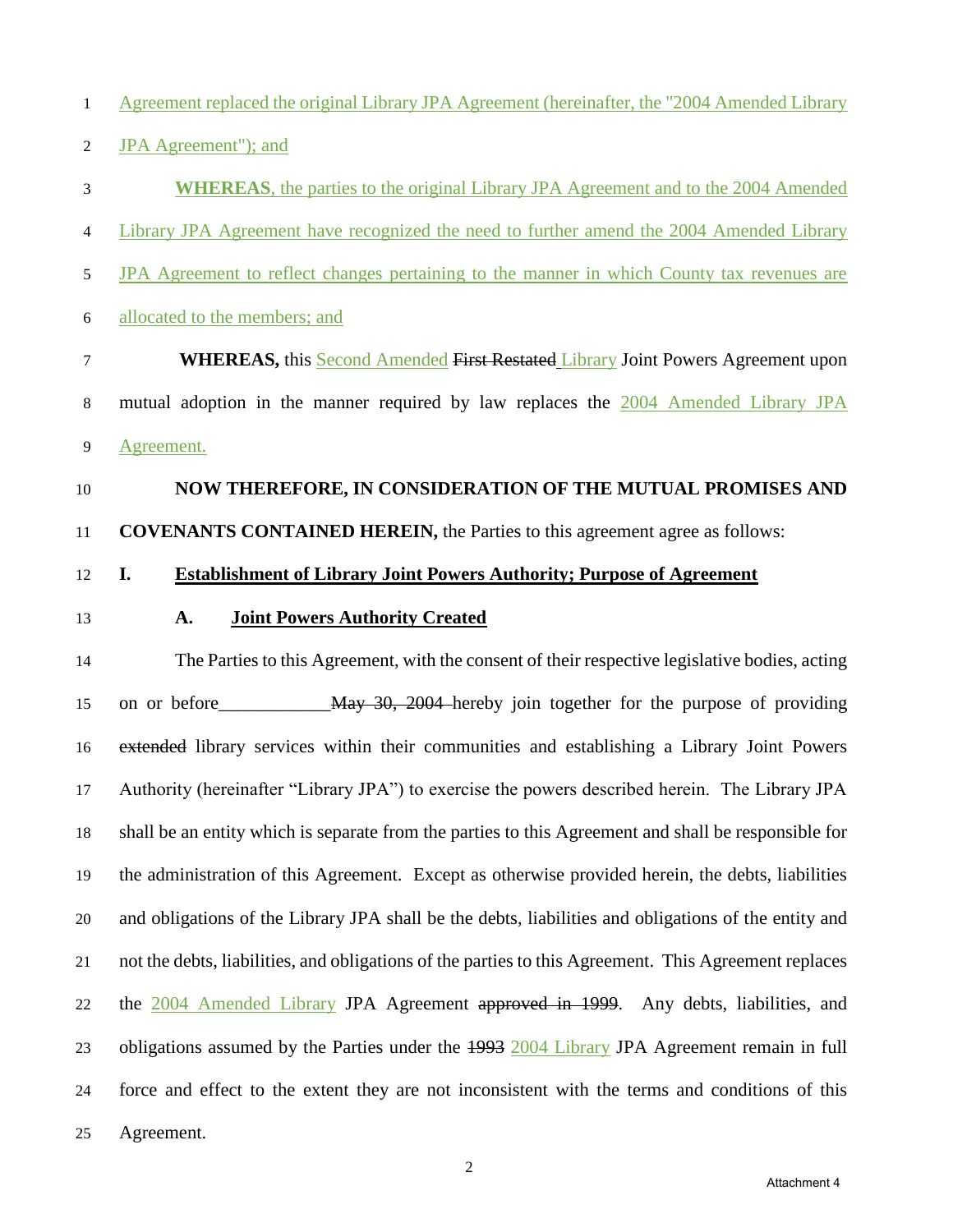Agreement replaced the original Library JPA Agreement (hereinafter, the "2004 Amended Library JPA Agreement"); and

**WHEREAS**, the parties to the original Library JPA Agreement and to the 2004 Amended Library JPA Agreement have recognized the need to further amend the 2004 Amended Library JPA Agreement to reflect changes pertaining to the manner in which County tax revenues are allocated to the members; and

**WHEREAS,** this Second Amended ~~First Restated~~ Library Joint Powers Agreement upon mutual adoption in the manner required by law replaces the 2004 Amended Library JPA Agreement.

**NOW THEREFORE, IN CONSIDERATION OF THE MUTUAL PROMISES AND COVENANTS CONTAINED HEREIN,** the Parties to this agreement agree as follows:

## I. Establishment of Library Joint Powers Authority; Purpose of Agreement

### A. Joint Powers Authority Created

The Parties to this Agreement, with the consent of their respective legislative bodies, acting on or before____________ ~~May 30, 2004~~ hereby join together for the purpose of providing ~~extended~~ library services within their communities and establishing a Library Joint Powers Authority (hereinafter "Library JPA") to exercise the powers described herein. The Library JPA shall be an entity which is separate from the parties to this Agreement and shall be responsible for the administration of this Agreement. Except as otherwise provided herein, the debts, liabilities and obligations of the Library JPA shall be the debts, liabilities and obligations of the entity and not the debts, liabilities, and obligations of the parties to this Agreement. This Agreement replaces the 2004 Amended Library JPA Agreement ~~approved in 1999~~. Any debts, liabilities, and obligations assumed by the Parties under the ~~1993~~ 2004 Library JPA Agreement remain in full force and effect to the extent they are not inconsistent with the terms and conditions of this Agreement.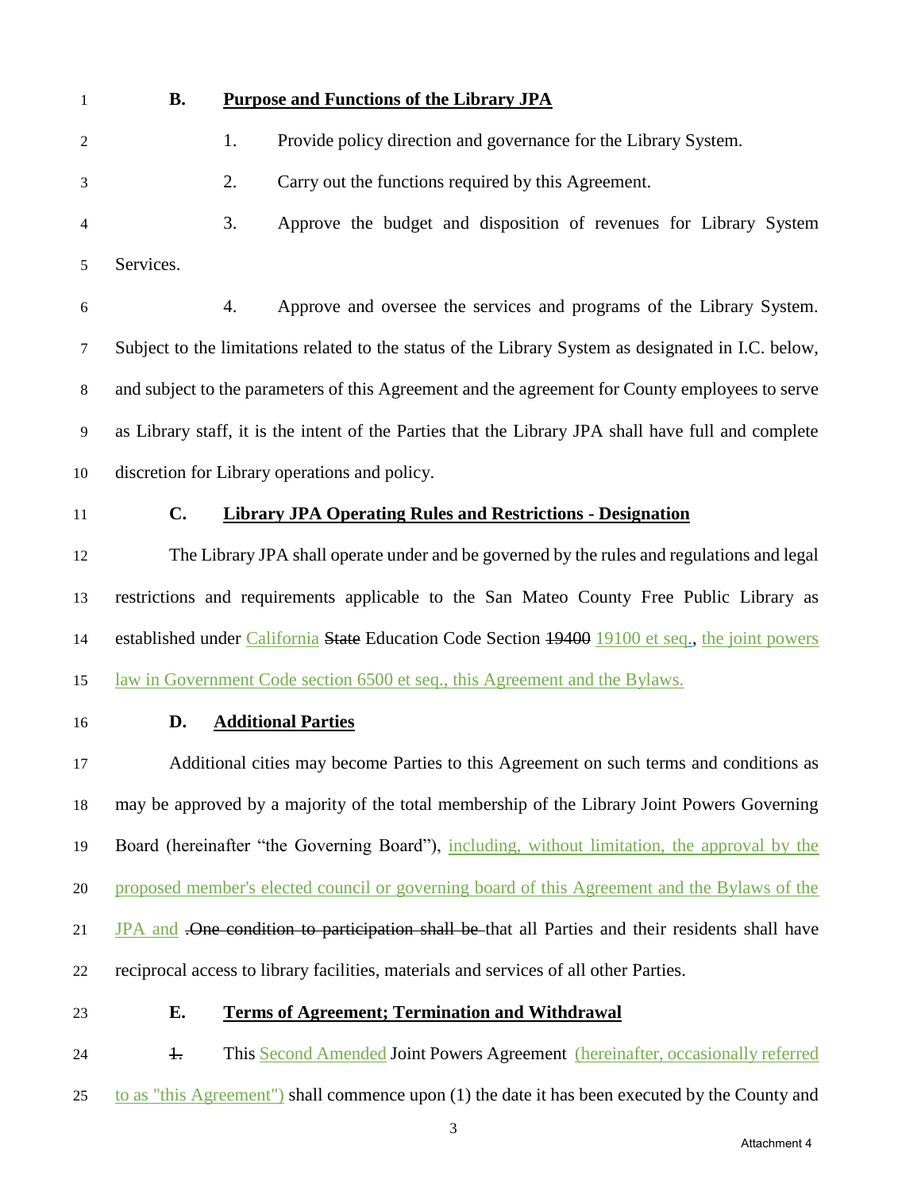**B. Purpose and Functions of the Library JPA**

1. Provide policy direction and governance for the Library System.

2. Carry out the functions required by this Agreement.

3. Approve the budget and disposition of revenues for Library System Services.

4. Approve and oversee the services and programs of the Library System. Subject to the limitations related to the status of the Library System as designated in I.C. below, and subject to the parameters of this Agreement and the agreement for County employees to serve as Library staff, it is the intent of the Parties that the Library JPA shall have full and complete discretion for Library operations and policy.

**C. Library JPA Operating Rules and Restrictions - Designation**

The Library JPA shall operate under and be governed by the rules and regulations and legal restrictions and requirements applicable to the San Mateo County Free Public Library as established under California ~~State~~ Education Code Section ~~19400~~ 19100 et seq., the joint powers law in Government Code section 6500 et seq., this Agreement and the Bylaws.

**D. Additional Parties**

Additional cities may become Parties to this Agreement on such terms and conditions as may be approved by a majority of the total membership of the Library Joint Powers Governing Board (hereinafter "the Governing Board"), including, without limitation, the approval by the proposed member's elected council or governing board of this Agreement and the Bylaws of the JPA and ~~.One condition to participation shall be~~ that all Parties and their residents shall have reciprocal access to library facilities, materials and services of all other Parties.

**E. Terms of Agreement; Termination and Withdrawal**

~~1.~~ This Second Amended Joint Powers Agreement (hereinafter, occasionally referred to as "this Agreement") shall commence upon (1) the date it has been executed by the County and

Attachment 4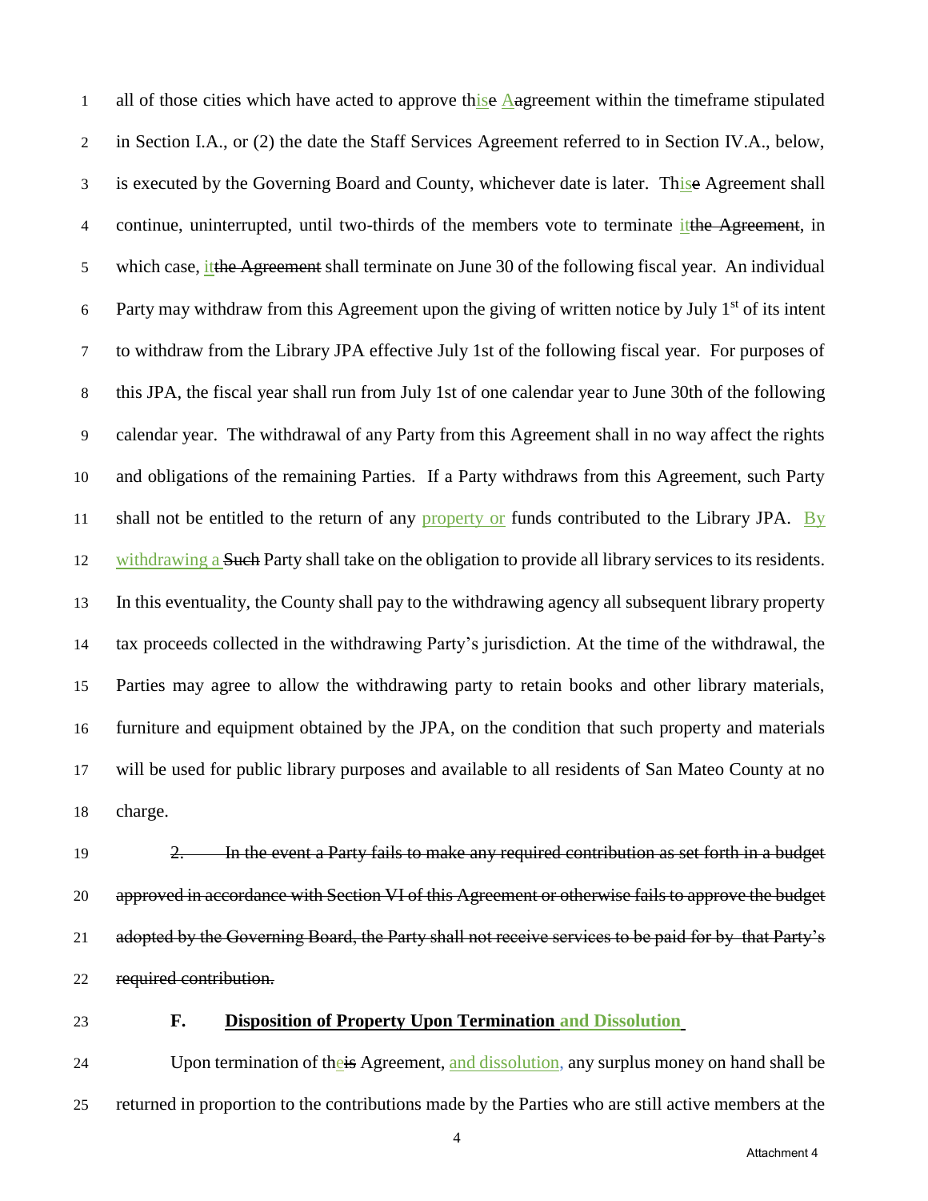all of those cities which have acted to approve thise Aagreement within the timeframe stipulated in Section I.A., or (2) the date the Staff Services Agreement referred to in Section IV.A., below, is executed by the Governing Board and County, whichever date is later. Thise Agreement shall continue, uninterrupted, until two-thirds of the members vote to terminate itthe Agreement, in which case, itthe Agreement shall terminate on June 30 of the following fiscal year. An individual Party may withdraw from this Agreement upon the giving of written notice by July 1st of its intent to withdraw from the Library JPA effective July 1st of the following fiscal year. For purposes of this JPA, the fiscal year shall run from July 1st of one calendar year to June 30th of the following calendar year. The withdrawal of any Party from this Agreement shall in no way affect the rights and obligations of the remaining Parties. If a Party withdraws from this Agreement, such Party shall not be entitled to the return of any property or funds contributed to the Library JPA. By withdrawing a Such Party shall take on the obligation to provide all library services to its residents. In this eventuality, the County shall pay to the withdrawing agency all subsequent library property tax proceeds collected in the withdrawing Party's jurisdiction. At the time of the withdrawal, the Parties may agree to allow the withdrawing party to retain books and other library materials, furniture and equipment obtained by the JPA, on the condition that such property and materials will be used for public library purposes and available to all residents of San Mateo County at no charge.

~~2. In the event a Party fails to make any required contribution as set forth in a budget approved in accordance with Section VI of this Agreement or otherwise fails to approve the budget adopted by the Governing Board, the Party shall not receive services to be paid for by that Party's required contribution.~~

**F. Disposition of Property Upon Termination and Dissolution**

Upon termination of theis Agreement, and dissolution, any surplus money on hand shall be returned in proportion to the contributions made by the Parties who are still active members at the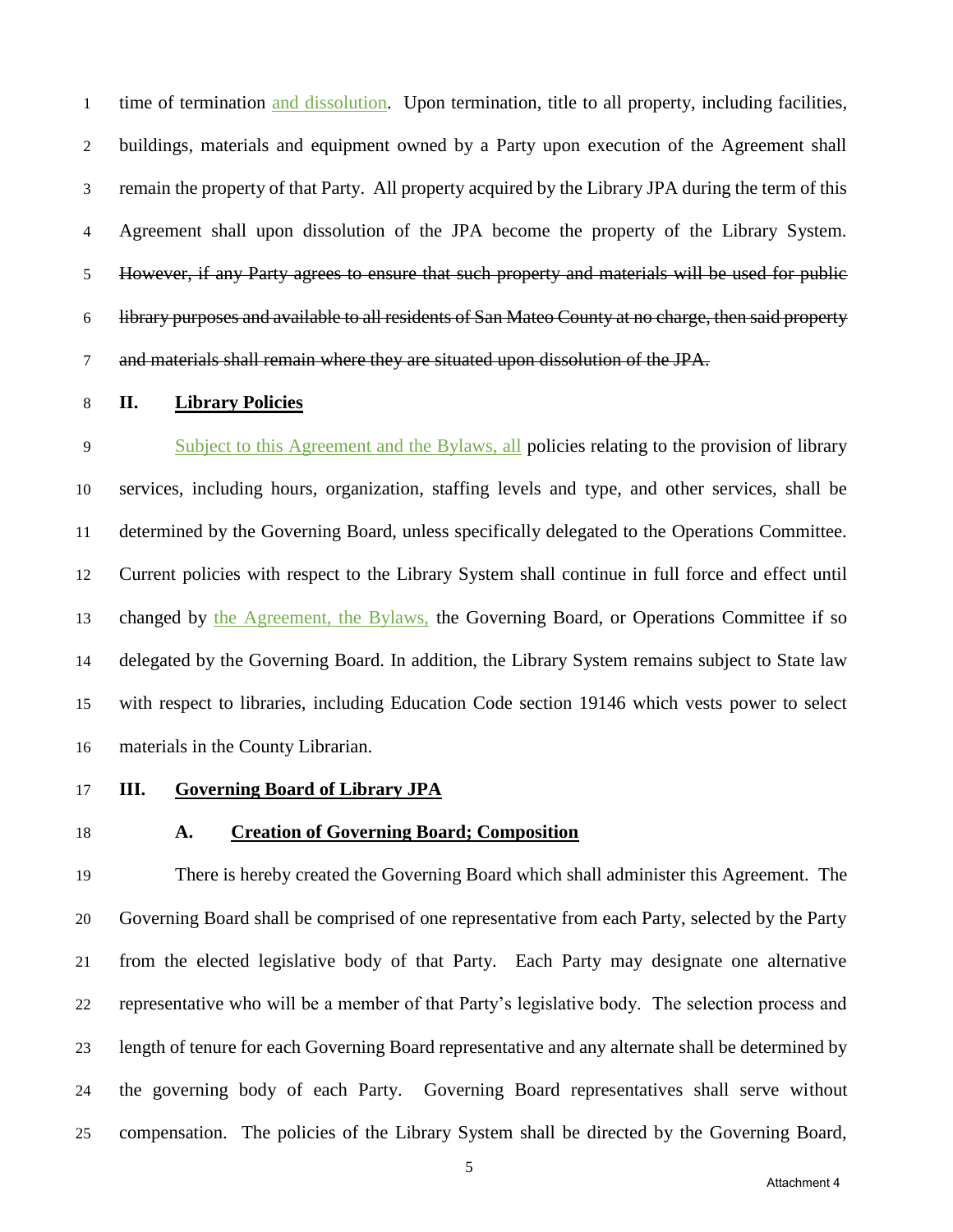time of termination and dissolution. Upon termination, title to all property, including facilities, buildings, materials and equipment owned by a Party upon execution of the Agreement shall remain the property of that Party. All property acquired by the Library JPA during the term of this Agreement shall upon dissolution of the JPA become the property of the Library System. ~~However, if any Party agrees to ensure that such property and materials will be used for public library purposes and available to all residents of San Mateo County at no charge, then said property and materials shall remain where they are situated upon dissolution of the JPA.~~

## II. Library Policies

Subject to this Agreement and the Bylaws, all policies relating to the provision of library services, including hours, organization, staffing levels and type, and other services, shall be determined by the Governing Board, unless specifically delegated to the Operations Committee. Current policies with respect to the Library System shall continue in full force and effect until changed by the Agreement, the Bylaws, the Governing Board, or Operations Committee if so delegated by the Governing Board. In addition, the Library System remains subject to State law with respect to libraries, including Education Code section 19146 which vests power to select materials in the County Librarian.

## III. Governing Board of Library JPA

### A. Creation of Governing Board; Composition

There is hereby created the Governing Board which shall administer this Agreement. The Governing Board shall be comprised of one representative from each Party, selected by the Party from the elected legislative body of that Party. Each Party may designate one alternative representative who will be a member of that Party's legislative body. The selection process and length of tenure for each Governing Board representative and any alternate shall be determined by the governing body of each Party. Governing Board representatives shall serve without compensation. The policies of the Library System shall be directed by the Governing Board,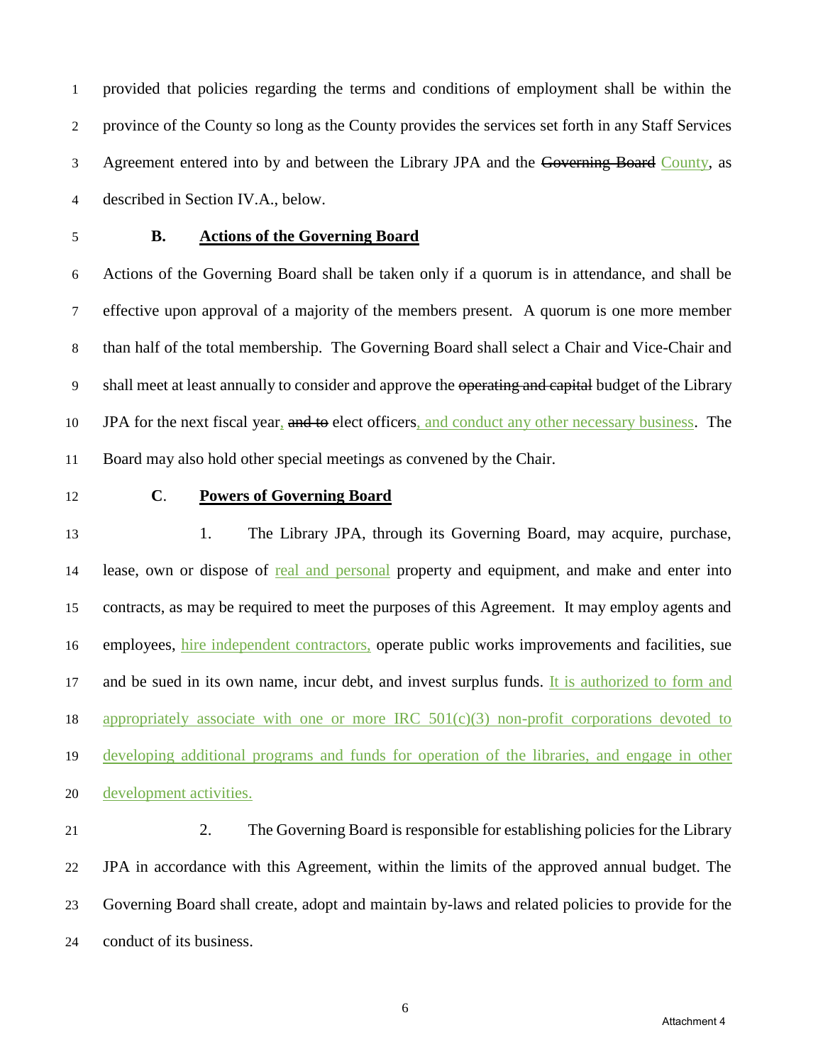provided that policies regarding the terms and conditions of employment shall be within the province of the County so long as the County provides the services set forth in any Staff Services Agreement entered into by and between the Library JPA and the ~~Governing Board~~ County, as described in Section IV.A., below.

**B. Actions of the Governing Board**

Actions of the Governing Board shall be taken only if a quorum is in attendance, and shall be effective upon approval of a majority of the members present. A quorum is one more member than half of the total membership. The Governing Board shall select a Chair and Vice-Chair and shall meet at least annually to consider and approve the ~~operating and capital~~ budget of the Library JPA for the next fiscal year, ~~and to~~ elect officers, and conduct any other necessary business. The Board may also hold other special meetings as convened by the Chair.

**C. Powers of Governing Board**

1. The Library JPA, through its Governing Board, may acquire, purchase, lease, own or dispose of real and personal property and equipment, and make and enter into contracts, as may be required to meet the purposes of this Agreement. It may employ agents and employees, hire independent contractors, operate public works improvements and facilities, sue and be sued in its own name, incur debt, and invest surplus funds. It is authorized to form and appropriately associate with one or more IRC 501(c)(3) non-profit corporations devoted to developing additional programs and funds for operation of the libraries, and engage in other development activities.

2. The Governing Board is responsible for establishing policies for the Library JPA in accordance with this Agreement, within the limits of the approved annual budget. The Governing Board shall create, adopt and maintain by-laws and related policies to provide for the conduct of its business.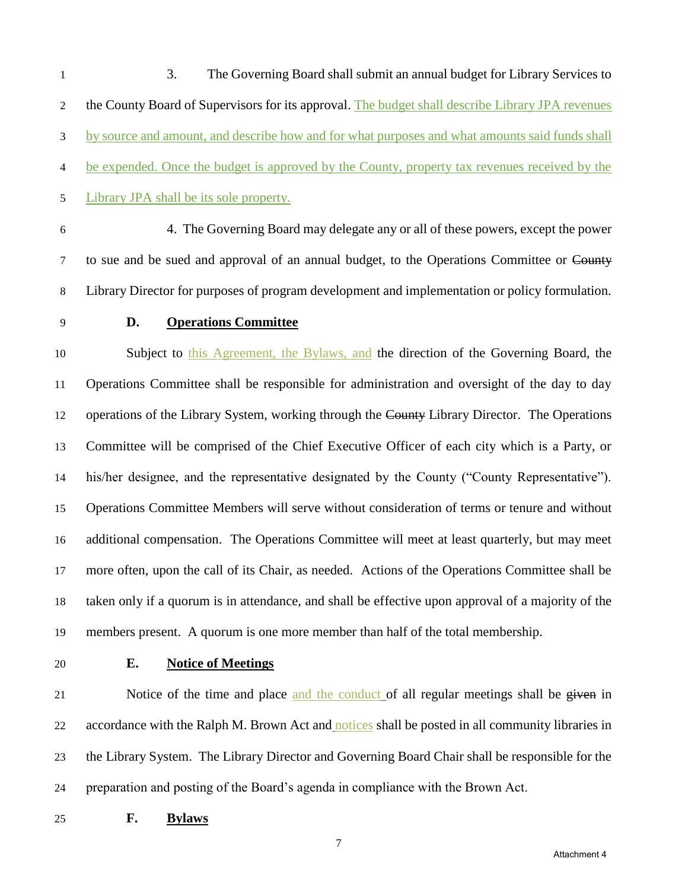3. The Governing Board shall submit an annual budget for Library Services to the County Board of Supervisors for its approval. The budget shall describe Library JPA revenues by source and amount, and describe how and for what purposes and what amounts said funds shall be expended. Once the budget is approved by the County, property tax revenues received by the Library JPA shall be its sole property.

4. The Governing Board may delegate any or all of these powers, except the power to sue and be sued and approval of an annual budget, to the Operations Committee or ~~County~~ Library Director for purposes of program development and implementation or policy formulation.

**D. <u>Operations Committee</u>**

Subject to this Agreement, the Bylaws, and the direction of the Governing Board, the Operations Committee shall be responsible for administration and oversight of the day to day operations of the Library System, working through the ~~County~~ Library Director. The Operations Committee will be comprised of the Chief Executive Officer of each city which is a Party, or his/her designee, and the representative designated by the County ("County Representative"). Operations Committee Members will serve without consideration of terms or tenure and without additional compensation. The Operations Committee will meet at least quarterly, but may meet more often, upon the call of its Chair, as needed. Actions of the Operations Committee shall be taken only if a quorum is in attendance, and shall be effective upon approval of a majority of the members present. A quorum is one more member than half of the total membership.

**E. <u>Notice of Meetings</u>**

Notice of the time and place and the conduct of all regular meetings shall be ~~given~~ in accordance with the Ralph M. Brown Act and notices shall be posted in all community libraries in the Library System. The Library Director and Governing Board Chair shall be responsible for the preparation and posting of the Board's agenda in compliance with the Brown Act.

**F. <u>Bylaws</u>**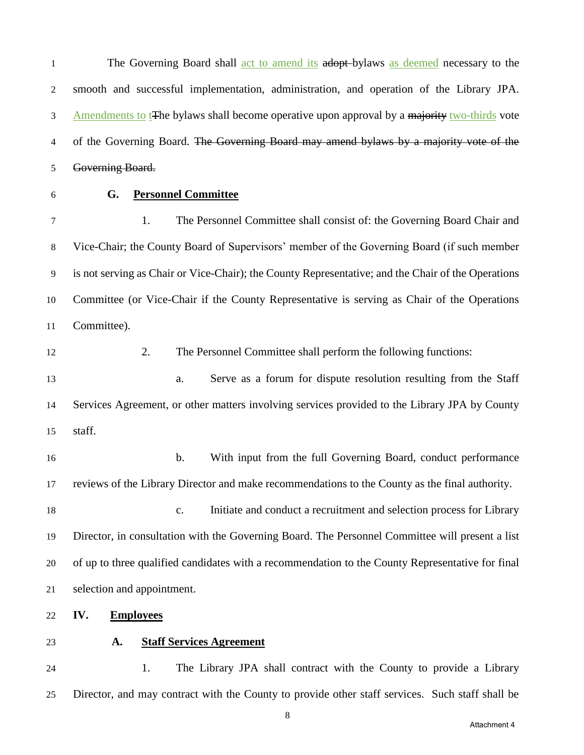The Governing Board shall act to amend its ~~adopt~~ bylaws as deemed necessary to the smooth and successful implementation, administration, and operation of the Library JPA. Amendments to t~~T~~he bylaws shall become operative upon approval by a ~~majority~~ two-thirds vote of the Governing Board. ~~The Governing Board may amend bylaws by a majority vote of the Governing Board.~~

### G. Personnel Committee

1. The Personnel Committee shall consist of: the Governing Board Chair and Vice-Chair; the County Board of Supervisors' member of the Governing Board (if such member is not serving as Chair or Vice-Chair); the County Representative; and the Chair of the Operations Committee (or Vice-Chair if the County Representative is serving as Chair of the Operations Committee).

2. The Personnel Committee shall perform the following functions:

   a. Serve as a forum for dispute resolution resulting from the Staff Services Agreement, or other matters involving services provided to the Library JPA by County staff.

   b. With input from the full Governing Board, conduct performance reviews of the Library Director and make recommendations to the County as the final authority.

   c. Initiate and conduct a recruitment and selection process for Library Director, in consultation with the Governing Board. The Personnel Committee will present a list of up to three qualified candidates with a recommendation to the County Representative for final selection and appointment.

## IV. Employees

### A. Staff Services Agreement

1. The Library JPA shall contract with the County to provide a Library Director, and may contract with the County to provide other staff services. Such staff shall be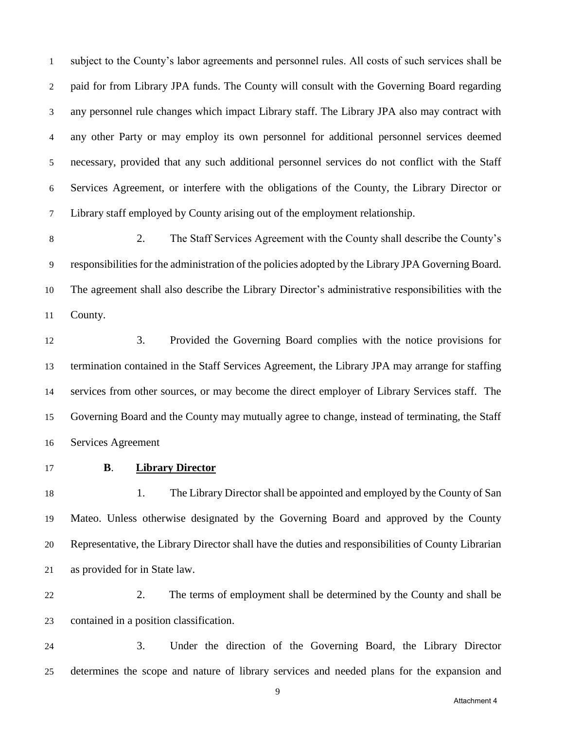subject to the County's labor agreements and personnel rules. All costs of such services shall be paid for from Library JPA funds. The County will consult with the Governing Board regarding any personnel rule changes which impact Library staff. The Library JPA also may contract with any other Party or may employ its own personnel for additional personnel services deemed necessary, provided that any such additional personnel services do not conflict with the Staff Services Agreement, or interfere with the obligations of the County, the Library Director or Library staff employed by County arising out of the employment relationship.

2. The Staff Services Agreement with the County shall describe the County's responsibilities for the administration of the policies adopted by the Library JPA Governing Board. The agreement shall also describe the Library Director's administrative responsibilities with the County.

3. Provided the Governing Board complies with the notice provisions for termination contained in the Staff Services Agreement, the Library JPA may arrange for staffing services from other sources, or may become the direct employer of Library Services staff. The Governing Board and the County may mutually agree to change, instead of terminating, the Staff Services Agreement

**B**. **Library Director**

1. The Library Director shall be appointed and employed by the County of San Mateo. Unless otherwise designated by the Governing Board and approved by the County Representative, the Library Director shall have the duties and responsibilities of County Librarian as provided for in State law.

2. The terms of employment shall be determined by the County and shall be contained in a position classification.

3. Under the direction of the Governing Board, the Library Director determines the scope and nature of library services and needed plans for the expansion and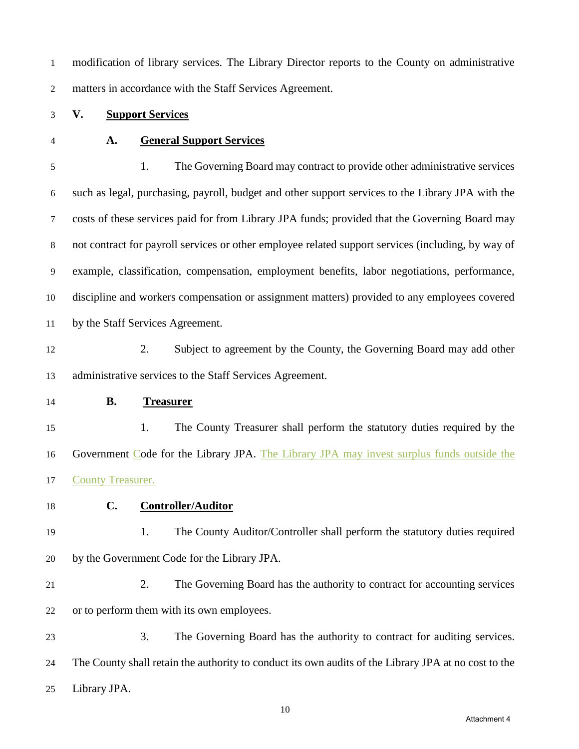modification of library services. The Library Director reports to the County on administrative matters in accordance with the Staff Services Agreement.

## V. Support Services

### A. General Support Services

1. The Governing Board may contract to provide other administrative services such as legal, purchasing, payroll, budget and other support services to the Library JPA with the costs of these services paid for from Library JPA funds; provided that the Governing Board may not contract for payroll services or other employee related support services (including, by way of example, classification, compensation, employment benefits, labor negotiations, performance, discipline and workers compensation or assignment matters) provided to any employees covered by the Staff Services Agreement.

2. Subject to agreement by the County, the Governing Board may add other administrative services to the Staff Services Agreement.

### B. Treasurer

1. The County Treasurer shall perform the statutory duties required by the Government Code for the Library JPA. The Library JPA may invest surplus funds outside the County Treasurer.

### C. Controller/Auditor

1. The County Auditor/Controller shall perform the statutory duties required by the Government Code for the Library JPA.

2. The Governing Board has the authority to contract for accounting services or to perform them with its own employees.

3. The Governing Board has the authority to contract for auditing services. The County shall retain the authority to conduct its own audits of the Library JPA at no cost to the Library JPA.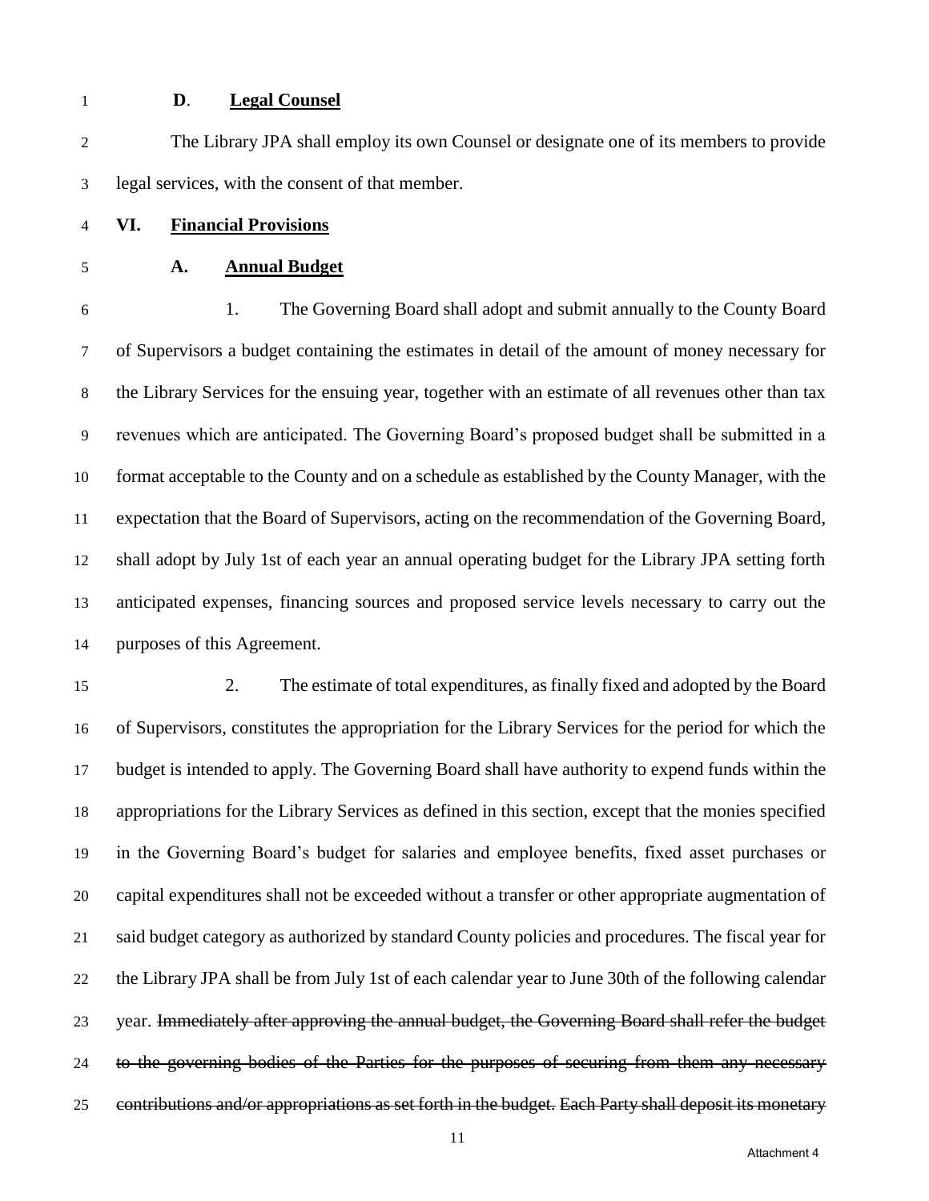**D**. **Legal Counsel**

The Library JPA shall employ its own Counsel or designate one of its members to provide legal services, with the consent of that member.

## VI. Financial Provisions

### A. Annual Budget

1. The Governing Board shall adopt and submit annually to the County Board of Supervisors a budget containing the estimates in detail of the amount of money necessary for the Library Services for the ensuing year, together with an estimate of all revenues other than tax revenues which are anticipated. The Governing Board's proposed budget shall be submitted in a format acceptable to the County and on a schedule as established by the County Manager, with the expectation that the Board of Supervisors, acting on the recommendation of the Governing Board, shall adopt by July 1st of each year an annual operating budget for the Library JPA setting forth anticipated expenses, financing sources and proposed service levels necessary to carry out the purposes of this Agreement.

2. The estimate of total expenditures, as finally fixed and adopted by the Board of Supervisors, constitutes the appropriation for the Library Services for the period for which the budget is intended to apply. The Governing Board shall have authority to expend funds within the appropriations for the Library Services as defined in this section, except that the monies specified in the Governing Board's budget for salaries and employee benefits, fixed asset purchases or capital expenditures shall not be exceeded without a transfer or other appropriate augmentation of said budget category as authorized by standard County policies and procedures. The fiscal year for the Library JPA shall be from July 1st of each calendar year to June 30th of the following calendar year. ~~Immediately after approving the annual budget, the Governing Board shall refer the budget to the governing bodies of the Parties for the purposes of securing from them any necessary contributions and/or appropriations as set forth in the budget.~~ ~~Each Party shall deposit its monetary~~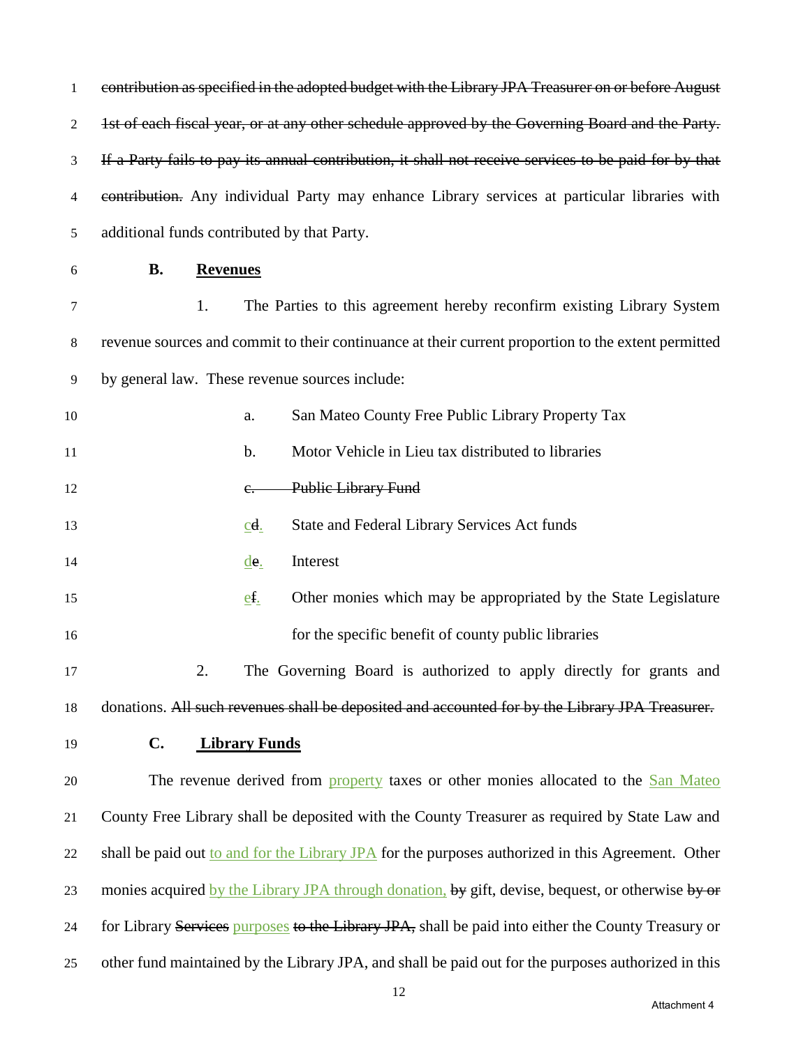~~contribution as specified in the adopted budget with the Library JPA Treasurer on or before August 1st of each fiscal year, or at any other schedule approved by the Governing Board and the Party. If a Party fails to pay its annual contribution, it shall not receive services to be paid for by that contribution.~~ Any individual Party may enhance Library services at particular libraries with additional funds contributed by that Party.

**B. Revenues**

1. The Parties to this agreement hereby reconfirm existing Library System revenue sources and commit to their continuance at their current proportion to the extent permitted by general law. These revenue sources include:

   a. San Mateo County Free Public Library Property Tax

   b. Motor Vehicle in Lieu tax distributed to libraries

   ~~c. Public Library Fund~~

   c~~d~~. State and Federal Library Services Act funds

   d~~e~~. Interest

   e~~f~~. Other monies which may be appropriated by the State Legislature for the specific benefit of county public libraries

2. The Governing Board is authorized to apply directly for grants and donations. ~~All such revenues shall be deposited and accounted for by the Library JPA Treasurer.~~

**C. Library Funds**

The revenue derived from property taxes or other monies allocated to the San Mateo County Free Library shall be deposited with the County Treasurer as required by State Law and shall be paid out to and for the Library JPA for the purposes authorized in this Agreement. Other monies acquired by the Library JPA through donation, ~~by~~ gift, devise, bequest, or otherwise ~~by or~~ for Library ~~Services~~ purposes ~~to the Library JPA,~~ shall be paid into either the County Treasury or other fund maintained by the Library JPA, and shall be paid out for the purposes authorized in this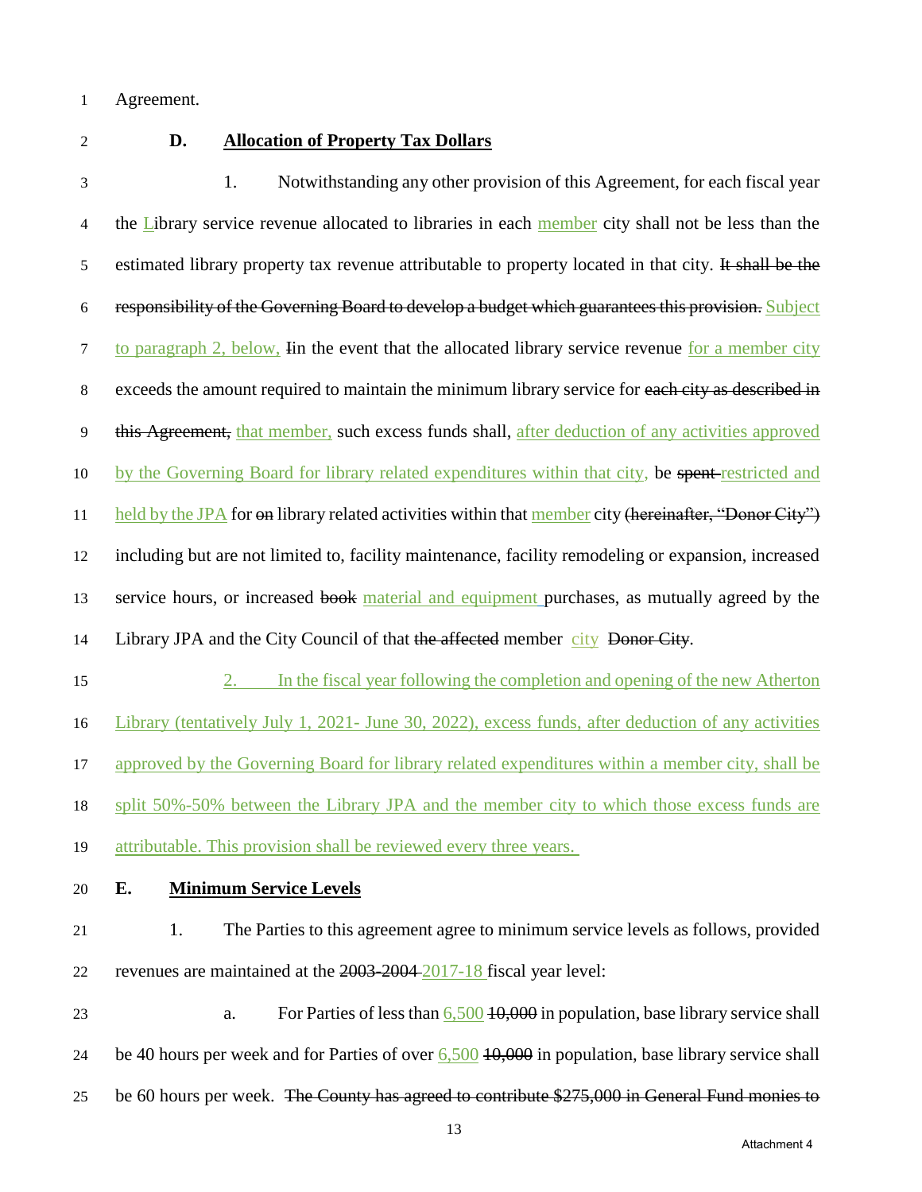Agreement.

**D. Allocation of Property Tax Dollars**

1. Notwithstanding any other provision of this Agreement, for each fiscal year the Library service revenue allocated to libraries in each member city shall not be less than the estimated library property tax revenue attributable to property located in that city. ~~It shall be the responsibility of the Governing Board to develop a budget which guarantees this provision.~~ Subject to paragraph 2, below, ~~I~~in the event that the allocated library service revenue for a member city exceeds the amount required to maintain the minimum library service for ~~each city as described in this Agreement,~~ that member, such excess funds shall, after deduction of any activities approved by the Governing Board for library related expenditures within that city, be ~~spent~~ restricted and held by the JPA for ~~on~~ library related activities within that member city ~~(hereinafter, "Donor City")~~ including but are not limited to, facility maintenance, facility remodeling or expansion, increased service hours, or increased ~~book~~ material and equipment purchases, as mutually agreed by the Library JPA and the City Council of that ~~the affected~~ member city ~~Donor City~~.

2. In the fiscal year following the completion and opening of the new Atherton Library (tentatively July 1, 2021- June 30, 2022), excess funds, after deduction of any activities approved by the Governing Board for library related expenditures within a member city, shall be split 50%-50% between the Library JPA and the member city to which those excess funds are attributable. This provision shall be reviewed every three years.

**E. Minimum Service Levels**

1. The Parties to this agreement agree to minimum service levels as follows, provided revenues are maintained at the ~~2003-2004~~ 2017-18 fiscal year level:

a. For Parties of less than 6,500 ~~10,000~~ in population, base library service shall be 40 hours per week and for Parties of over 6,500 ~~10,000~~ in population, base library service shall be 60 hours per week. ~~The County has agreed to contribute \$275,000 in General Fund monies to~~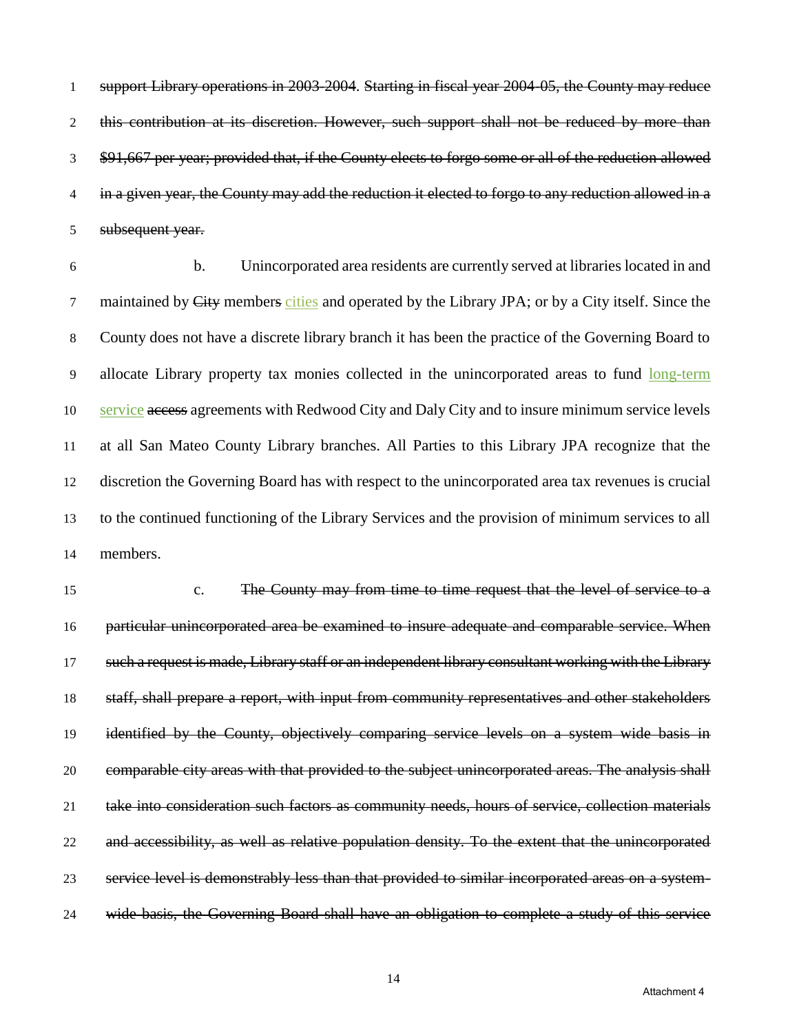~~support Library operations in 2003-2004~~. ~~Starting in fiscal year 2004-05, the County may reduce this contribution at its discretion. However, such support shall not be reduced by more than $91,667 per year; provided that, if the County elects to forgo some or all of the reduction allowed in a given year, the County may add the reduction it elected to forgo to any reduction allowed in a subsequent year.~~

b. Unincorporated area residents are currently served at libraries located in and maintained by ~~City~~ member~~s~~ cities and operated by the Library JPA; or by a City itself. Since the County does not have a discrete library branch it has been the practice of the Governing Board to allocate Library property tax monies collected in the unincorporated areas to fund long-term service ~~access~~ agreements with Redwood City and Daly City and to insure minimum service levels at all San Mateo County Library branches. All Parties to this Library JPA recognize that the discretion the Governing Board has with respect to the unincorporated area tax revenues is crucial to the continued functioning of the Library Services and the provision of minimum services to all members.

c. ~~The County may from time to time request that the level of service to a particular unincorporated area be examined to insure adequate and comparable service. When such a request is made, Library staff or an independent library consultant working with the Library staff, shall prepare a report, with input from community representatives and other stakeholders identified by the County, objectively comparing service levels on a system wide basis in comparable city areas with that provided to the subject unincorporated areas. The analysis shall take into consideration such factors as community needs, hours of service, collection materials and accessibility, as well as relative population density. To the extent that the unincorporated service level is demonstrably less than that provided to similar incorporated areas on a system-wide basis, the Governing Board shall have an obligation to complete a study of this service~~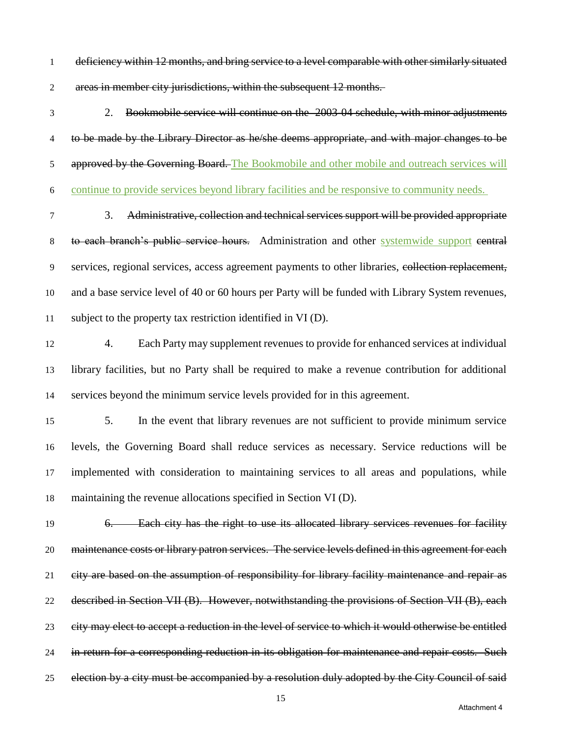~~deficiency within 12 months, and bring service to a level comparable with other similarly situated areas in member city jurisdictions, within the subsequent 12 months.~~

2. ~~Bookmobile service will continue on the 2003-04 schedule, with minor adjustments to be made by the Library Director as he/she deems appropriate, and with major changes to be approved by the Governing Board.~~ The Bookmobile and other mobile and outreach services will continue to provide services beyond library facilities and be responsive to community needs.

3. ~~Administrative, collection and technical services support will be provided appropriate to each branch's public service hours.~~ Administration and other systemwide support ~~central~~ services, regional services, access agreement payments to other libraries, ~~collection replacement,~~ and a base service level of 40 or 60 hours per Party will be funded with Library System revenues, subject to the property tax restriction identified in VI (D).

4. Each Party may supplement revenues to provide for enhanced services at individual library facilities, but no Party shall be required to make a revenue contribution for additional services beyond the minimum service levels provided for in this agreement.

5. In the event that library revenues are not sufficient to provide minimum service levels, the Governing Board shall reduce services as necessary. Service reductions will be implemented with consideration to maintaining services to all areas and populations, while maintaining the revenue allocations specified in Section VI (D).

~~6. Each city has the right to use its allocated library services revenues for facility maintenance costs or library patron services. The service levels defined in this agreement for each city are based on the assumption of responsibility for library facility maintenance and repair as described in Section VII (B). However, notwithstanding the provisions of Section VII (B), each city may elect to accept a reduction in the level of service to which it would otherwise be entitled in return for a corresponding reduction in its obligation for maintenance and repair costs. Such election by a city must be accompanied by a resolution duly adopted by the City Council of said~~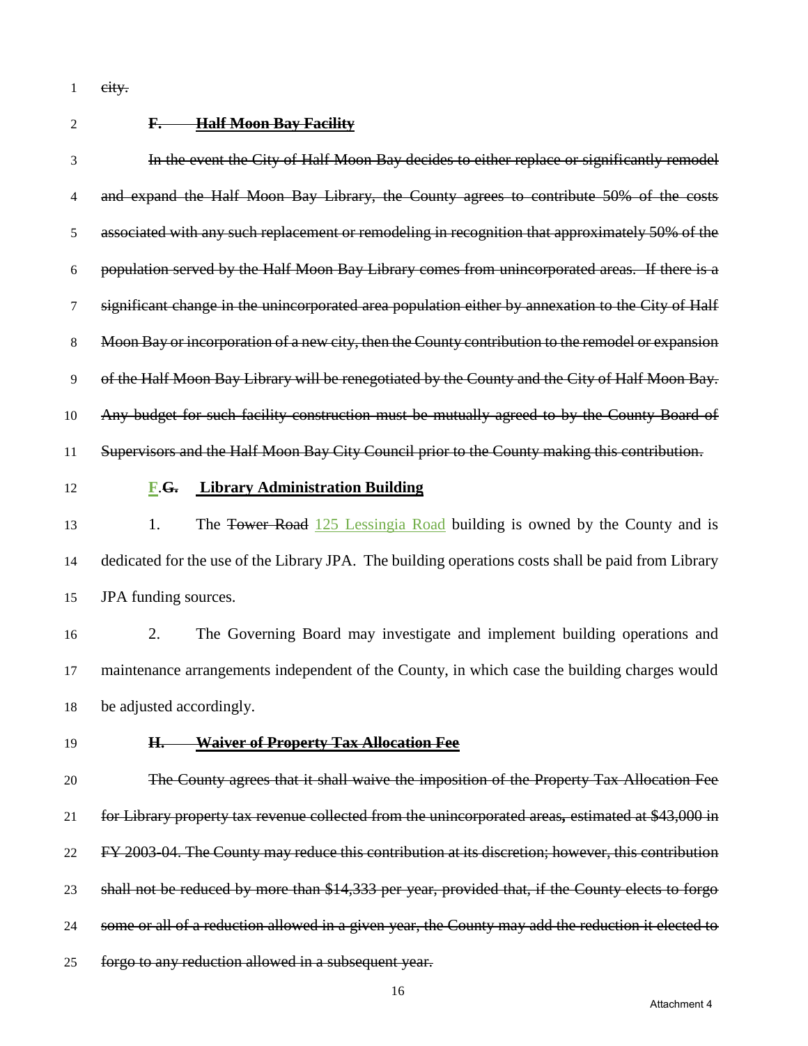~~city.~~

~~**F. Half Moon Bay Facility**~~

~~In the event the City of Half Moon Bay decides to either replace or significantly remodel and expand the Half Moon Bay Library, the County agrees to contribute 50% of the costs associated with any such replacement or remodeling in recognition that approximately 50% of the population served by the Half Moon Bay Library comes from unincorporated areas. If there is a significant change in the unincorporated area population either by annexation to the City of Half Moon Bay or incorporation of a new city, then the County contribution to the remodel or expansion of the Half Moon Bay Library will be renegotiated by the County and the City of Half Moon Bay. Any budget for such facility construction must be mutually agreed to by the County Board of Supervisors and the Half Moon Bay City Council prior to the County making this contribution.~~

**F.~~G.~~ Library Administration Building**

1. The ~~Tower Road~~ 125 Lessingia Road building is owned by the County and is dedicated for the use of the Library JPA. The building operations costs shall be paid from Library JPA funding sources.

2. The Governing Board may investigate and implement building operations and maintenance arrangements independent of the County, in which case the building charges would be adjusted accordingly.

~~**H. Waiver of Property Tax Allocation Fee**~~

~~The County agrees that it shall waive the imposition of the Property Tax Allocation Fee for Library property tax revenue collected from the unincorporated areas, estimated at $43,000 in FY 2003-04. The County may reduce this contribution at its discretion; however, this contribution shall not be reduced by more than $14,333 per year, provided that, if the County elects to forgo some or all of a reduction allowed in a given year, the County may add the reduction it elected to forgo to any reduction allowed in a subsequent year.~~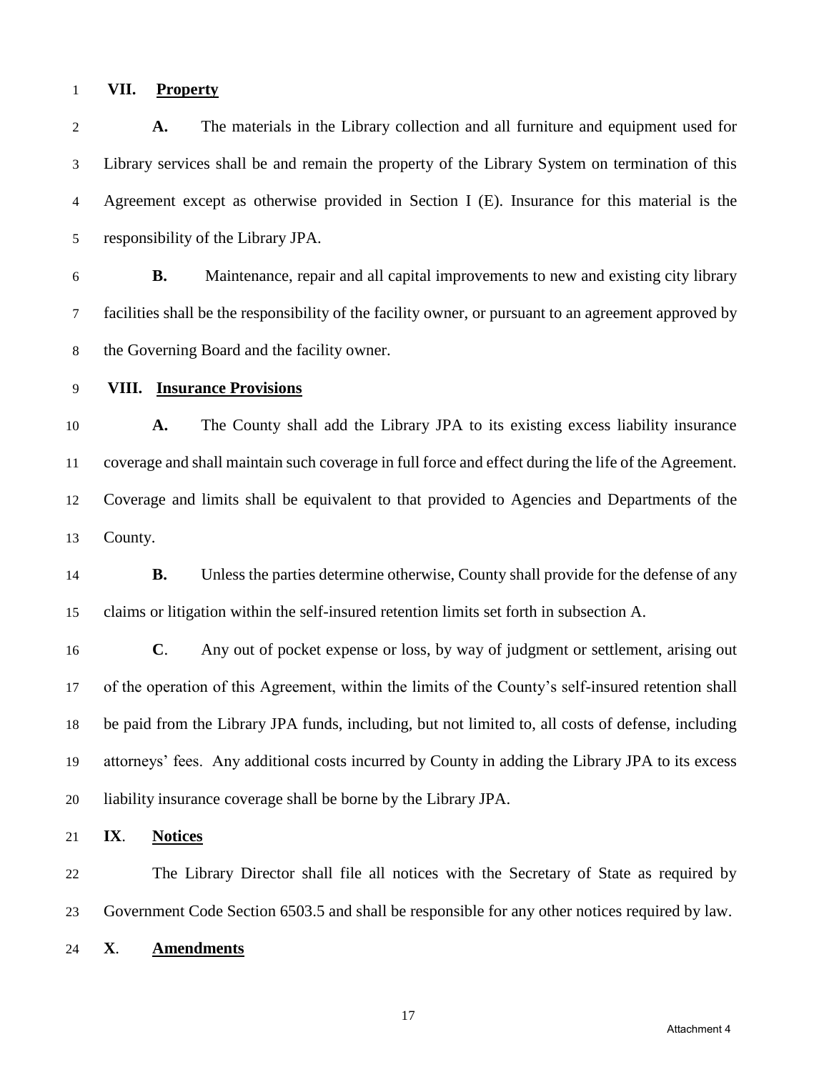## VII. Property

**A.** The materials in the Library collection and all furniture and equipment used for Library services shall be and remain the property of the Library System on termination of this Agreement except as otherwise provided in Section I (E). Insurance for this material is the responsibility of the Library JPA.

**B.** Maintenance, repair and all capital improvements to new and existing city library facilities shall be the responsibility of the facility owner, or pursuant to an agreement approved by the Governing Board and the facility owner.

## VIII. Insurance Provisions

**A.** The County shall add the Library JPA to its existing excess liability insurance coverage and shall maintain such coverage in full force and effect during the life of the Agreement. Coverage and limits shall be equivalent to that provided to Agencies and Departments of the County.

**B.** Unless the parties determine otherwise, County shall provide for the defense of any claims or litigation within the self-insured retention limits set forth in subsection A.

**C**. Any out of pocket expense or loss, by way of judgment or settlement, arising out of the operation of this Agreement, within the limits of the County's self-insured retention shall be paid from the Library JPA funds, including, but not limited to, all costs of defense, including attorneys' fees. Any additional costs incurred by County in adding the Library JPA to its excess liability insurance coverage shall be borne by the Library JPA.

## IX. Notices

The Library Director shall file all notices with the Secretary of State as required by Government Code Section 6503.5 and shall be responsible for any other notices required by law.

## X. Amendments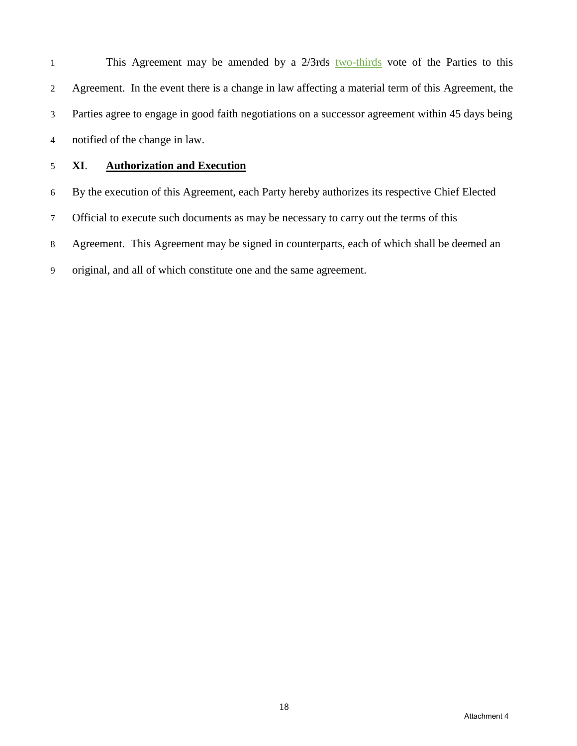This Agreement may be amended by a ~~2/3rds~~ two-thirds vote of the Parties to this Agreement. In the event there is a change in law affecting a material term of this Agreement, the Parties agree to engage in good faith negotiations on a successor agreement within 45 days being notified of the change in law.

## **XI**. <u>**Authorization and Execution**</u>

By the execution of this Agreement, each Party hereby authorizes its respective Chief Elected Official to execute such documents as may be necessary to carry out the terms of this Agreement. This Agreement may be signed in counterparts, each of which shall be deemed an original, and all of which constitute one and the same agreement.